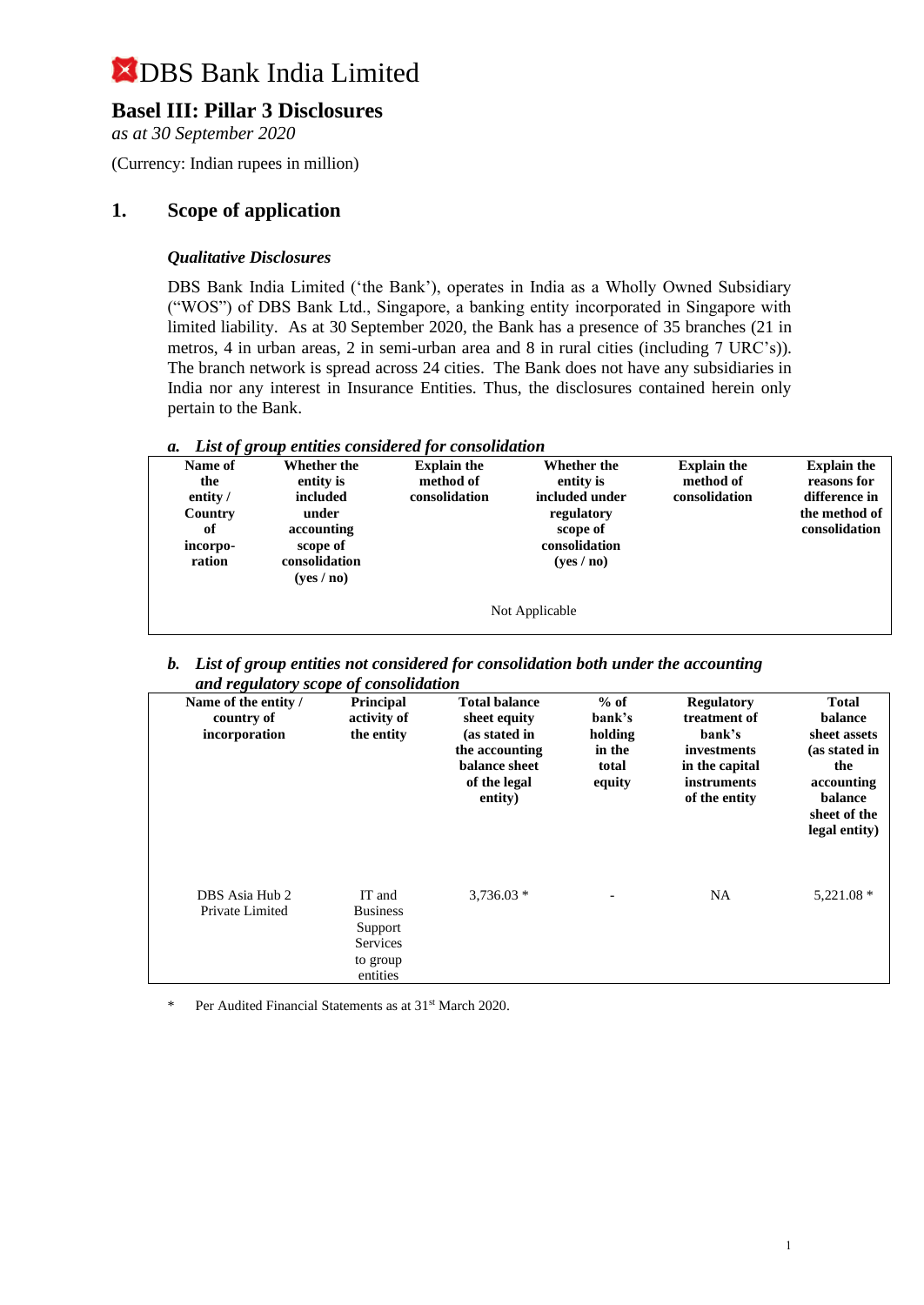# DBS Bank India Limited

## Basel III: Pillar 3 Disclosures

*as at 30 September 2020*

(Currency: Indian rupees in million)

## 1. Scope of application

### *Qualitative Disclosures*

DBS Bank India Limited ('the Bank'), operates in India as a Wholly Owned Subsidiary ("WOS") of DBS Bank Ltd., Singapore, a banking entity incorporated in Singapore with limited liability. As at 30 September 2020, the Bank has a presence of 35 branches (21 in metros, 4 in urban areas, 2 in semi-urban area and 8 in rural cities (including 7 URC's)). The branch network is spread across 24 cities. The Bank does not have any subsidiaries in India nor any interest in Insurance Entities. Thus, the disclosures contained herein only pertain to the Bank.

***a. List of group entities considered for consolidation***

| Name of the entity / Country of incorporation | Whether the entity is included under accounting scope of consolidation (yes / no) | Explain the method of consolidation | Whether the entity is included under regulatory scope of consolidation (yes / no) | Explain the method of consolidation | Explain the reasons for difference in the method of consolidation |
|---|---|---|---|---|---|
| Not Applicable | | | | | |

***b. List of group entities not considered for consolidation both under the accounting and regulatory scope of consolidation***

| Name of the entity / country of incorporation | Principal activity of the entity | Total balance sheet equity (as stated in the accounting balance sheet of the legal entity) | % of bank's holding in the total equity | Regulatory treatment of bank's investments in the capital instruments of the entity | Total balance sheet assets (as stated in the accounting balance sheet of the legal entity) |
|---|---|---|---|---|---|
| DBS Asia Hub 2 Private Limited | IT and Business Support Services to group entities | 3,736.03 * | - | NA | 5,221.08 * |

\* Per Audited Financial Statements as at 31st March 2020.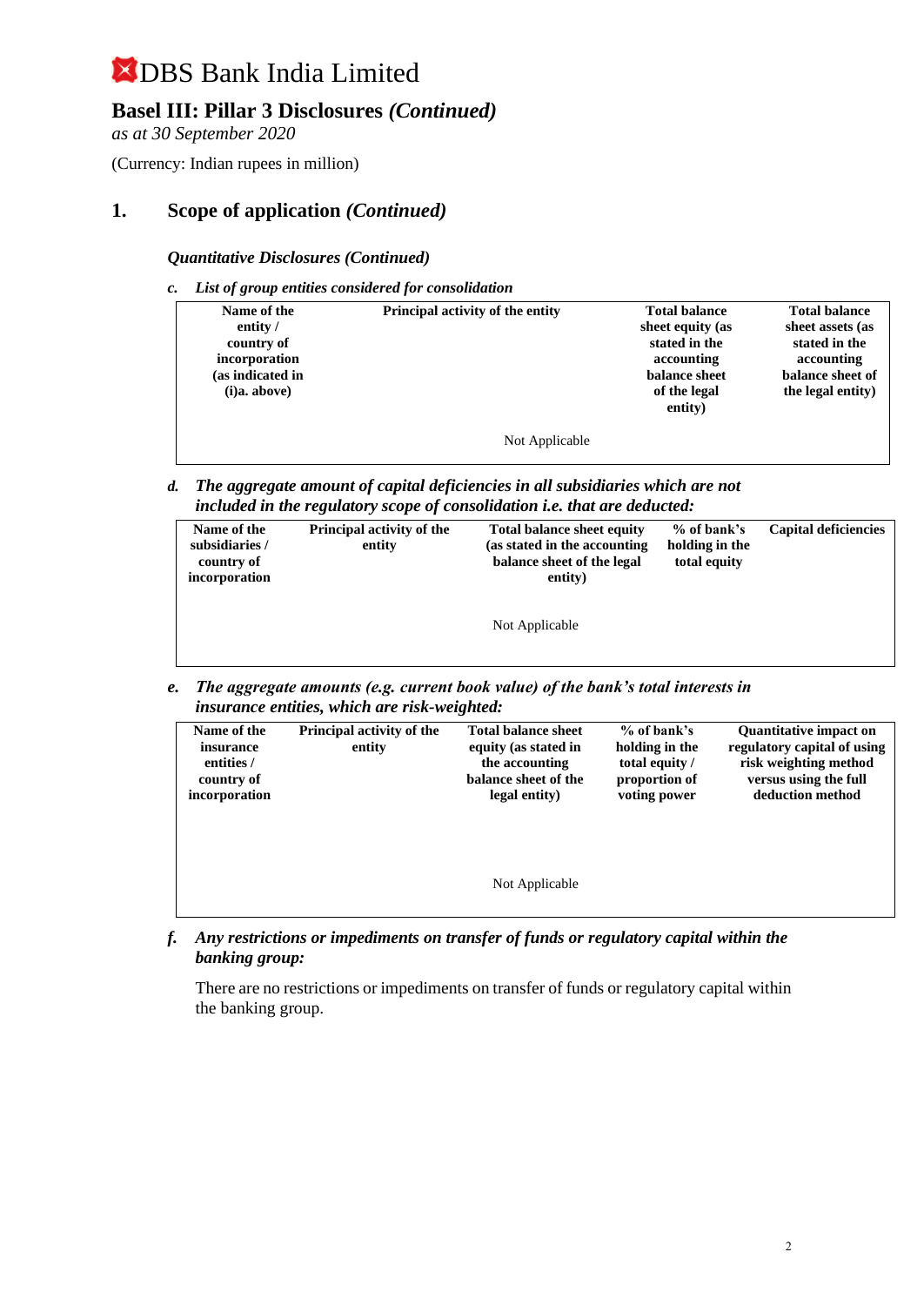# DBS Bank India Limited

## Basel III: Pillar 3 Disclosures *(Continued)*

*as at 30 September 2020*

(Currency: Indian rupees in million)

## 1. Scope of application *(Continued)*

### *Quantitative Disclosures (Continued)*

*c. List of group entities considered for consolidation*

| Name of the entity / country of incorporation (as indicated in (i)a. above) | Principal activity of the entity | Total balance sheet equity (as stated in the accounting balance sheet of the legal entity) | Total balance sheet assets (as stated in the accounting balance sheet of the legal entity) |
|---|---|---|---|
| | Not Applicable | | |

*d. The aggregate amount of capital deficiencies in all subsidiaries which are not included in the regulatory scope of consolidation i.e. that are deducted:*

| Name of the subsidiaries / country of incorporation | Principal activity of the entity | Total balance sheet equity (as stated in the accounting balance sheet of the legal entity) | % of bank's holding in the total equity | Capital deficiencies |
|---|---|---|---|---|
| | | Not Applicable | | |

*e. The aggregate amounts (e.g. current book value) of the bank's total interests in insurance entities, which are risk-weighted:*

| Name of the insurance entities / country of incorporation | Principal activity of the entity | Total balance sheet equity (as stated in the accounting balance sheet of the legal entity) | % of bank's holding in the total equity / proportion of voting power | Quantitative impact on regulatory capital of using risk weighting method versus using the full deduction method |
|---|---|---|---|---|
| | | Not Applicable | | |

*f. Any restrictions or impediments on transfer of funds or regulatory capital within the banking group:*

There are no restrictions or impediments on transfer of funds or regulatory capital within the banking group.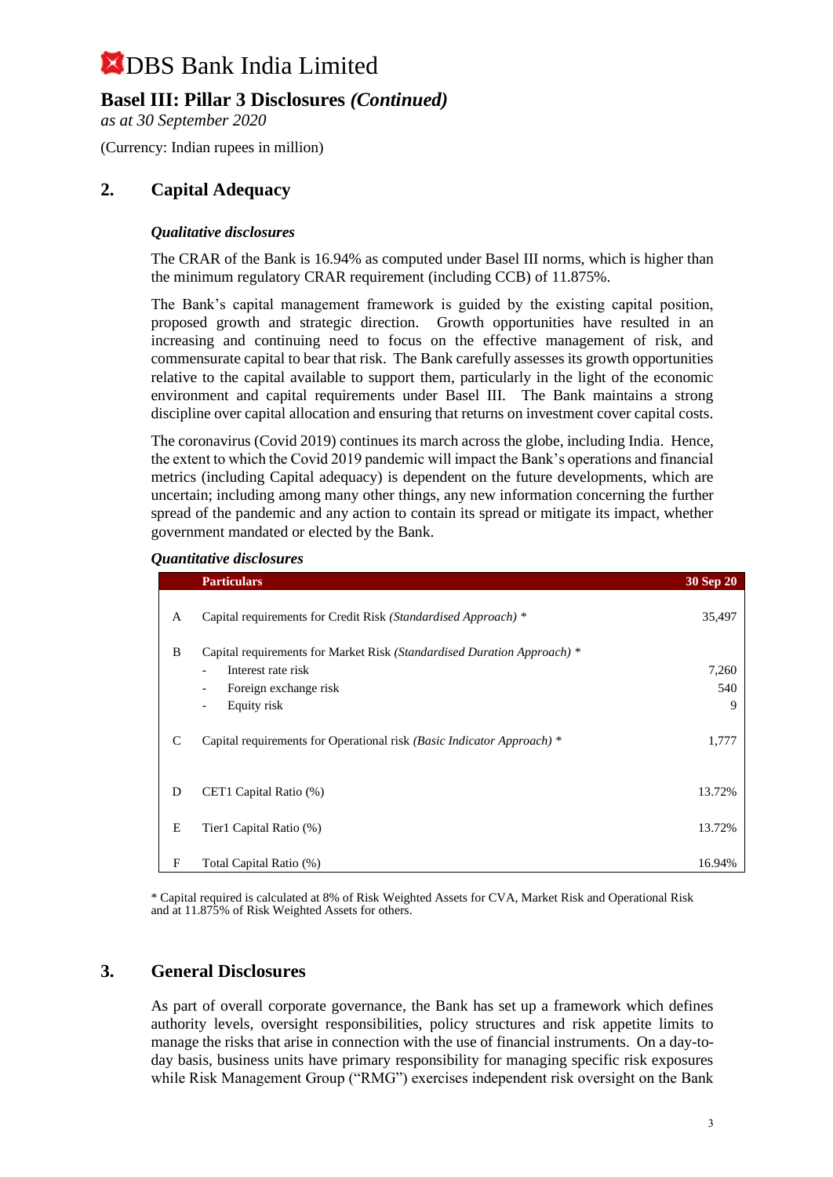# DBS Bank India Limited

## Basel III: Pillar 3 Disclosures *(Continued)*

*as at 30 September 2020*

(Currency: Indian rupees in million)

## 2. Capital Adequacy

### *Qualitative disclosures*

The CRAR of the Bank is 16.94% as computed under Basel III norms, which is higher than the minimum regulatory CRAR requirement (including CCB) of 11.875%.

The Bank's capital management framework is guided by the existing capital position, proposed growth and strategic direction. Growth opportunities have resulted in an increasing and continuing need to focus on the effective management of risk, and commensurate capital to bear that risk. The Bank carefully assesses its growth opportunities relative to the capital available to support them, particularly in the light of the economic environment and capital requirements under Basel III. The Bank maintains a strong discipline over capital allocation and ensuring that returns on investment cover capital costs.

The coronavirus (Covid 2019) continues its march across the globe, including India. Hence, the extent to which the Covid 2019 pandemic will impact the Bank's operations and financial metrics (including Capital adequacy) is dependent on the future developments, which are uncertain; including among many other things, any new information concerning the further spread of the pandemic and any action to contain its spread or mitigate its impact, whether government mandated or elected by the Bank.

### *Quantitative disclosures*

| | Particulars | 30 Sep 20 |
|---|---|---|
| A | Capital requirements for Credit Risk *(Standardised Approach)* * | 35,497 |
| B | Capital requirements for Market Risk *(Standardised Duration Approach)* * | |
| | - Interest rate risk | 7,260 |
| | - Foreign exchange risk | 540 |
| | - Equity risk | 9 |
| C | Capital requirements for Operational risk *(Basic Indicator Approach)* * | 1,777 |
| D | CET1 Capital Ratio (%) | 13.72% |
| E | Tier1 Capital Ratio (%) | 13.72% |
| F | Total Capital Ratio (%) | 16.94% |

\* Capital required is calculated at 8% of Risk Weighted Assets for CVA, Market Risk and Operational Risk and at 11.875% of Risk Weighted Assets for others.

## 3. General Disclosures

As part of overall corporate governance, the Bank has set up a framework which defines authority levels, oversight responsibilities, policy structures and risk appetite limits to manage the risks that arise in connection with the use of financial instruments. On a day-to-day basis, business units have primary responsibility for managing specific risk exposures while Risk Management Group ("RMG") exercises independent risk oversight on the Bank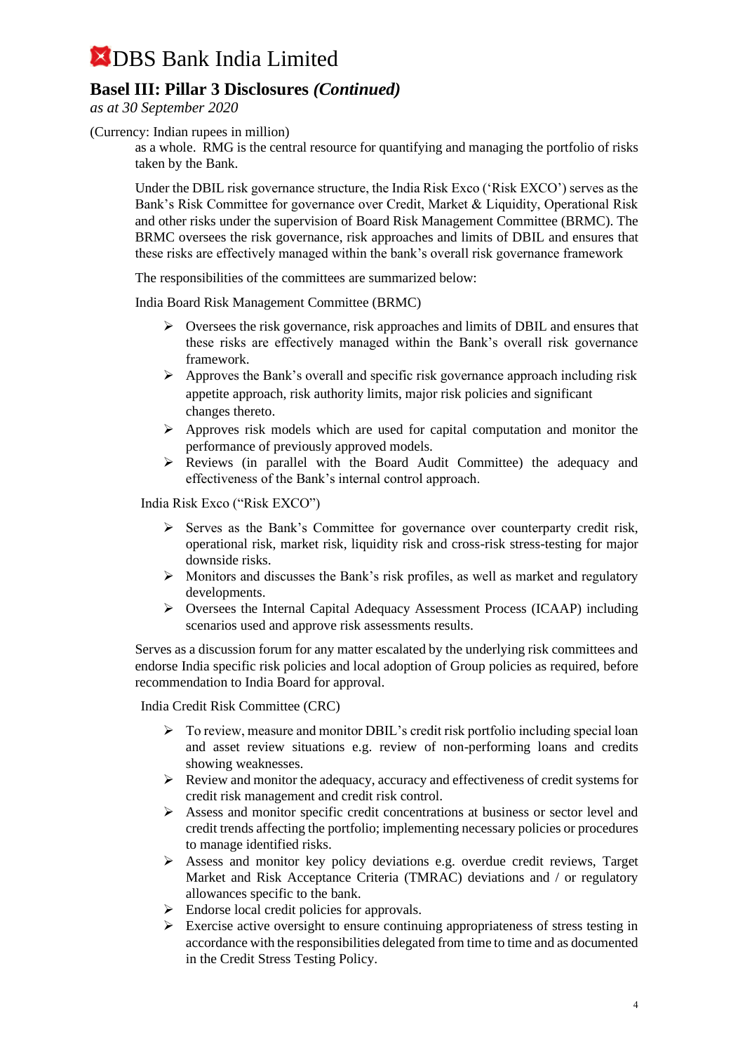as a whole. RMG is the central resource for quantifying and managing the portfolio of risks taken by the Bank.

Under the DBIL risk governance structure, the India Risk Exco ('Risk EXCO') serves as the Bank's Risk Committee for governance over Credit, Market & Liquidity, Operational Risk and other risks under the supervision of Board Risk Management Committee (BRMC). The BRMC oversees the risk governance, risk approaches and limits of DBIL and ensures that these risks are effectively managed within the bank's overall risk governance framework

The responsibilities of the committees are summarized below:

India Board Risk Management Committee (BRMC)

- Oversees the risk governance, risk approaches and limits of DBIL and ensures that these risks are effectively managed within the Bank's overall risk governance framework.
- Approves the Bank's overall and specific risk governance approach including risk appetite approach, risk authority limits, major risk policies and significant changes thereto.
- Approves risk models which are used for capital computation and monitor the performance of previously approved models.
- Reviews (in parallel with the Board Audit Committee) the adequacy and effectiveness of the Bank's internal control approach.

India Risk Exco ("Risk EXCO")

- Serves as the Bank's Committee for governance over counterparty credit risk, operational risk, market risk, liquidity risk and cross-risk stress-testing for major downside risks.
- Monitors and discusses the Bank's risk profiles, as well as market and regulatory developments.
- Oversees the Internal Capital Adequacy Assessment Process (ICAAP) including scenarios used and approve risk assessments results.

Serves as a discussion forum for any matter escalated by the underlying risk committees and endorse India specific risk policies and local adoption of Group policies as required, before recommendation to India Board for approval.

India Credit Risk Committee (CRC)

- To review, measure and monitor DBIL's credit risk portfolio including special loan and asset review situations e.g. review of non-performing loans and credits showing weaknesses.
- Review and monitor the adequacy, accuracy and effectiveness of credit systems for credit risk management and credit risk control.
- Assess and monitor specific credit concentrations at business or sector level and credit trends affecting the portfolio; implementing necessary policies or procedures to manage identified risks.
- Assess and monitor key policy deviations e.g. overdue credit reviews, Target Market and Risk Acceptance Criteria (TMRAC) deviations and / or regulatory allowances specific to the bank.
- Endorse local credit policies for approvals.
- Exercise active oversight to ensure continuing appropriateness of stress testing in accordance with the responsibilities delegated from time to time and as documented in the Credit Stress Testing Policy.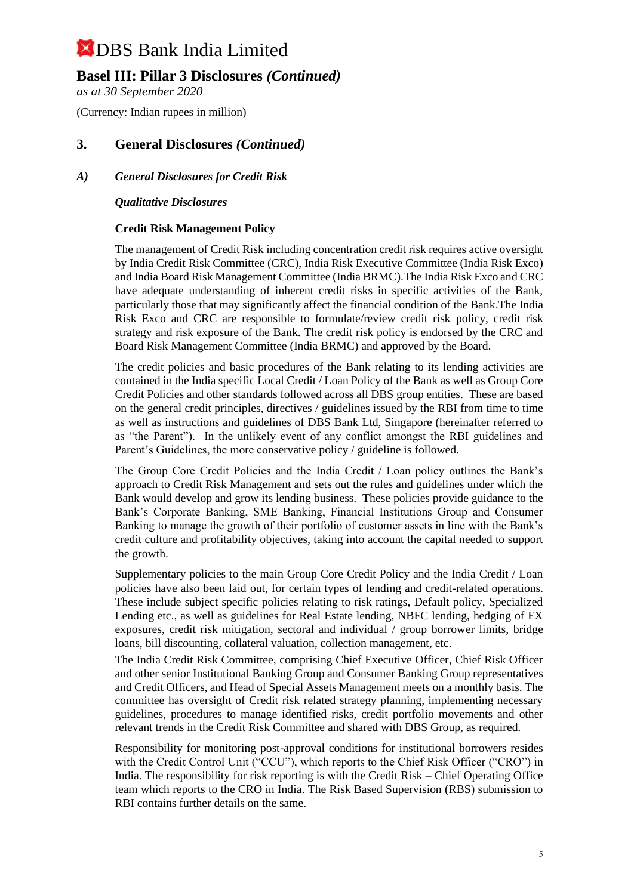# DBS Bank India Limited

## Basel III: Pillar 3 Disclosures *(Continued)*

*as at 30 September 2020*

(Currency: Indian rupees in million)

### 3. General Disclosures *(Continued)*

#### *A) General Disclosures for Credit Risk*

***Qualitative Disclosures***

**Credit Risk Management Policy**

The management of Credit Risk including concentration credit risk requires active oversight by India Credit Risk Committee (CRC), India Risk Executive Committee (India Risk Exco) and India Board Risk Management Committee (India BRMC).The India Risk Exco and CRC have adequate understanding of inherent credit risks in specific activities of the Bank, particularly those that may significantly affect the financial condition of the Bank.The India Risk Exco and CRC are responsible to formulate/review credit risk policy, credit risk strategy and risk exposure of the Bank. The credit risk policy is endorsed by the CRC and Board Risk Management Committee (India BRMC) and approved by the Board.

The credit policies and basic procedures of the Bank relating to its lending activities are contained in the India specific Local Credit / Loan Policy of the Bank as well as Group Core Credit Policies and other standards followed across all DBS group entities. These are based on the general credit principles, directives / guidelines issued by the RBI from time to time as well as instructions and guidelines of DBS Bank Ltd, Singapore (hereinafter referred to as "the Parent"). In the unlikely event of any conflict amongst the RBI guidelines and Parent's Guidelines, the more conservative policy / guideline is followed.

The Group Core Credit Policies and the India Credit / Loan policy outlines the Bank's approach to Credit Risk Management and sets out the rules and guidelines under which the Bank would develop and grow its lending business. These policies provide guidance to the Bank's Corporate Banking, SME Banking, Financial Institutions Group and Consumer Banking to manage the growth of their portfolio of customer assets in line with the Bank's credit culture and profitability objectives, taking into account the capital needed to support the growth.

Supplementary policies to the main Group Core Credit Policy and the India Credit / Loan policies have also been laid out, for certain types of lending and credit-related operations. These include subject specific policies relating to risk ratings, Default policy, Specialized Lending etc., as well as guidelines for Real Estate lending, NBFC lending, hedging of FX exposures, credit risk mitigation, sectoral and individual / group borrower limits, bridge loans, bill discounting, collateral valuation, collection management, etc.

The India Credit Risk Committee, comprising Chief Executive Officer, Chief Risk Officer and other senior Institutional Banking Group and Consumer Banking Group representatives and Credit Officers, and Head of Special Assets Management meets on a monthly basis. The committee has oversight of Credit risk related strategy planning, implementing necessary guidelines, procedures to manage identified risks, credit portfolio movements and other relevant trends in the Credit Risk Committee and shared with DBS Group, as required.

Responsibility for monitoring post-approval conditions for institutional borrowers resides with the Credit Control Unit ("CCU"), which reports to the Chief Risk Officer ("CRO") in India. The responsibility for risk reporting is with the Credit Risk – Chief Operating Office team which reports to the CRO in India. The Risk Based Supervision (RBS) submission to RBI contains further details on the same.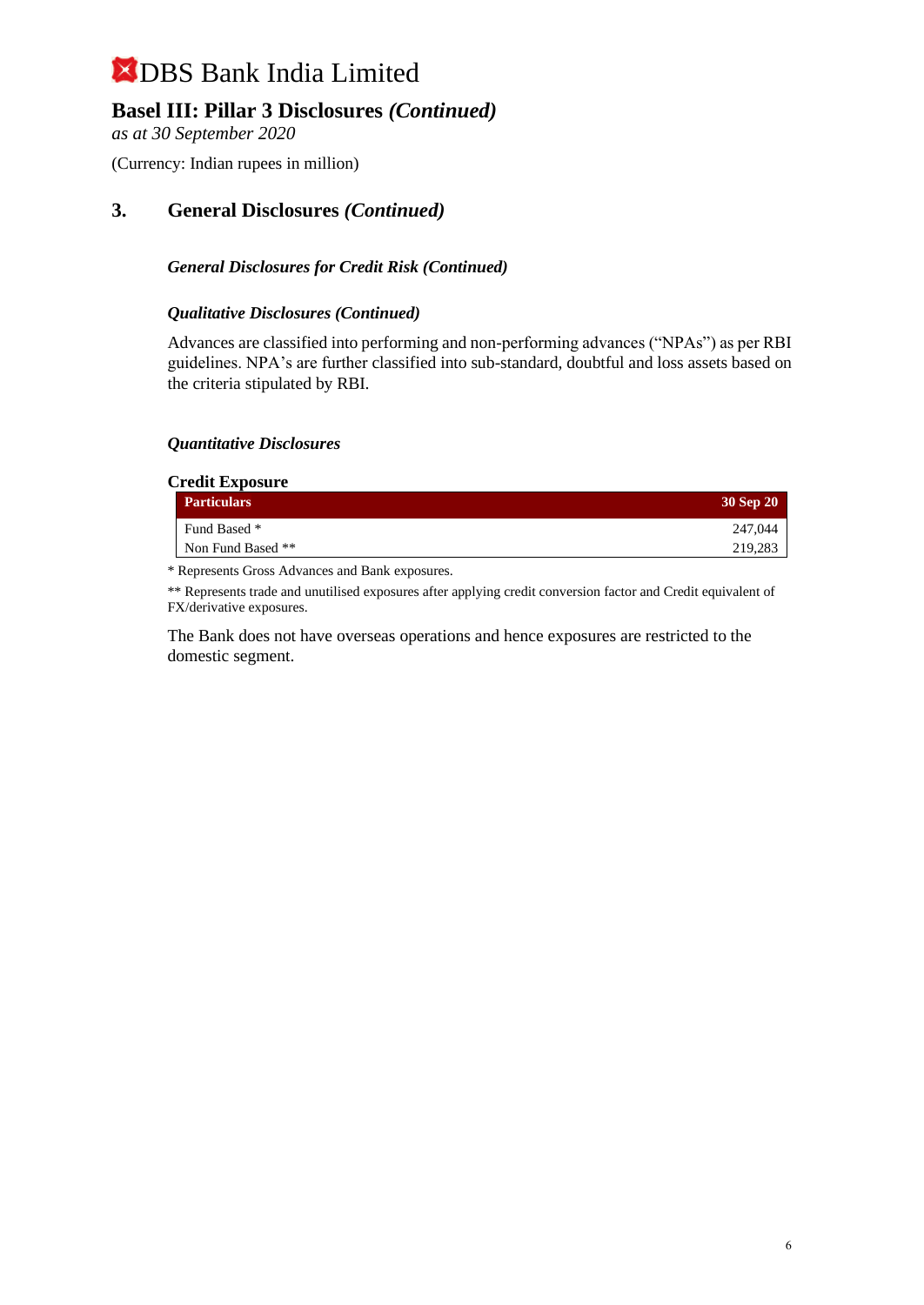# DBS Bank India Limited

## Basel III: Pillar 3 Disclosures *(Continued)*

*as at 30 September 2020*

(Currency: Indian rupees in million)

## 3. General Disclosures *(Continued)*

### *General Disclosures for Credit Risk (Continued)*

#### *Qualitative Disclosures (Continued)*

Advances are classified into performing and non-performing advances ("NPAs") as per RBI guidelines. NPA's are further classified into sub-standard, doubtful and loss assets based on the criteria stipulated by RBI.

#### *Quantitative Disclosures*

**Credit Exposure**

| Particulars | 30 Sep 20 |
|---|---|
| Fund Based * | 247,044 |
| Non Fund Based ** | 219,283 |

* Represents Gross Advances and Bank exposures.

** Represents trade and unutilised exposures after applying credit conversion factor and Credit equivalent of FX/derivative exposures.

The Bank does not have overseas operations and hence exposures are restricted to the domestic segment.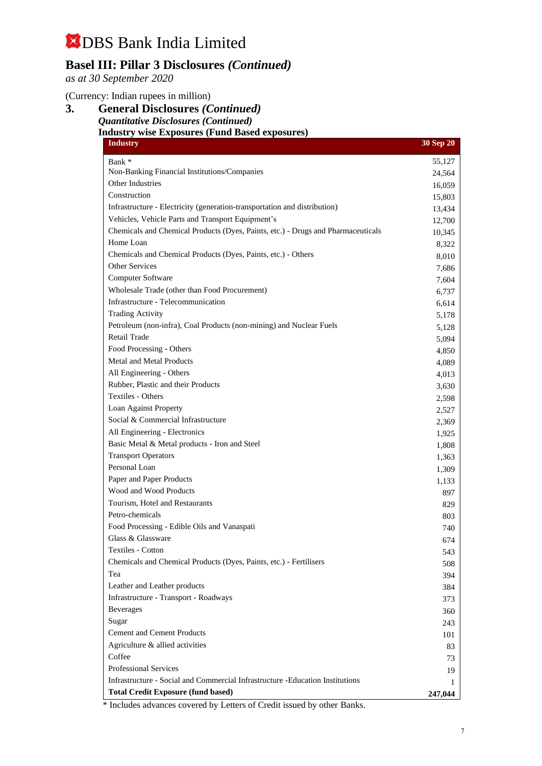# DBS Bank India Limited

## Basel III: Pillar 3 Disclosures *(Continued)*

*as at 30 September 2020*

(Currency: Indian rupees in million)

### 3. General Disclosures *(Continued)*

***Quantitative Disclosures (Continued)***

**Industry wise Exposures (Fund Based exposures)**

| Industry | 30 Sep 20 |
|---|---|
| Bank * | 55,127 |
| Non-Banking Financial Institutions/Companies | 24,564 |
| Other Industries | 16,059 |
| Construction | 15,803 |
| Infrastructure - Electricity (generation-transportation and distribution) | 13,434 |
| Vehicles, Vehicle Parts and Transport Equipment's | 12,700 |
| Chemicals and Chemical Products (Dyes, Paints, etc.) - Drugs and Pharmaceuticals | 10,345 |
| Home Loan | 8,322 |
| Chemicals and Chemical Products (Dyes, Paints, etc.) - Others | 8,010 |
| Other Services | 7,686 |
| Computer Software | 7,604 |
| Wholesale Trade (other than Food Procurement) | 6,737 |
| Infrastructure - Telecommunication | 6,614 |
| Trading Activity | 5,178 |
| Petroleum (non-infra), Coal Products (non-mining) and Nuclear Fuels | 5,128 |
| Retail Trade | 5,094 |
| Food Processing - Others | 4,850 |
| Metal and Metal Products | 4,089 |
| All Engineering - Others | 4,013 |
| Rubber, Plastic and their Products | 3,630 |
| Textiles - Others | 2,598 |
| Loan Against Property | 2,527 |
| Social & Commercial Infrastructure | 2,369 |
| All Engineering - Electronics | 1,925 |
| Basic Metal & Metal products - Iron and Steel | 1,808 |
| Transport Operators | 1,363 |
| Personal Loan | 1,309 |
| Paper and Paper Products | 1,133 |
| Wood and Wood Products | 897 |
| Tourism, Hotel and Restaurants | 829 |
| Petro-chemicals | 803 |
| Food Processing - Edible Oils and Vanaspati | 740 |
| Glass & Glassware | 674 |
| Textiles - Cotton | 543 |
| Chemicals and Chemical Products (Dyes, Paints, etc.) - Fertilisers | 508 |
| Tea | 394 |
| Leather and Leather products | 384 |
| Infrastructure - Transport - Roadways | 373 |
| Beverages | 360 |
| Sugar | 243 |
| Cement and Cement Products | 101 |
| Agriculture & allied activities | 83 |
| Coffee | 73 |
| Professional Services | 19 |
| Infrastructure - Social and Commercial Infrastructure -Education Institutions | 1 |
| **Total Credit Exposure (fund based)** | **247,044** |

\* Includes advances covered by Letters of Credit issued by other Banks.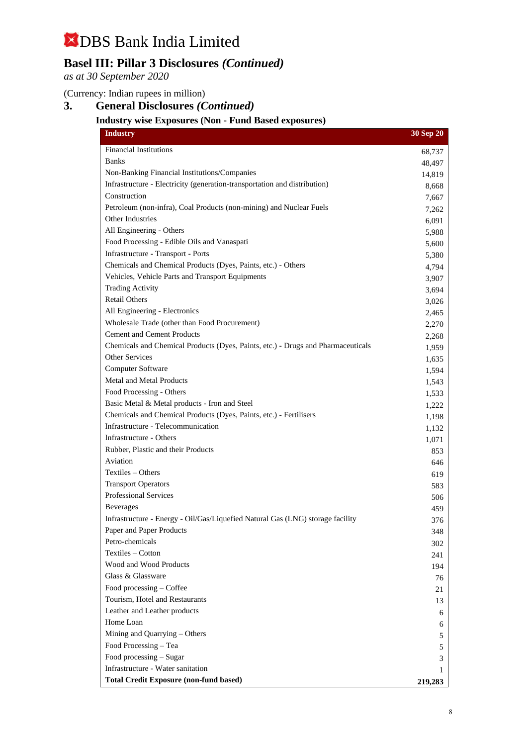# DBS Bank India Limited

## Basel III: Pillar 3 Disclosures *(Continued)*

*as at 30 September 2020*

(Currency: Indian rupees in million)

## 3. General Disclosures *(Continued)*

### Industry wise Exposures (Non - Fund Based exposures)

| Industry | 30 Sep 20 |
|---|---|
| Financial Institutions | 68,737 |
| Banks | 48,497 |
| Non-Banking Financial Institutions/Companies | 14,819 |
| Infrastructure - Electricity (generation-transportation and distribution) | 8,668 |
| Construction | 7,667 |
| Petroleum (non-infra), Coal Products (non-mining) and Nuclear Fuels | 7,262 |
| Other Industries | 6,091 |
| All Engineering - Others | 5,988 |
| Food Processing - Edible Oils and Vanaspati | 5,600 |
| Infrastructure - Transport - Ports | 5,380 |
| Chemicals and Chemical Products (Dyes, Paints, etc.) - Others | 4,794 |
| Vehicles, Vehicle Parts and Transport Equipments | 3,907 |
| Trading Activity | 3,694 |
| Retail Others | 3,026 |
| All Engineering - Electronics | 2,465 |
| Wholesale Trade (other than Food Procurement) | 2,270 |
| Cement and Cement Products | 2,268 |
| Chemicals and Chemical Products (Dyes, Paints, etc.) - Drugs and Pharmaceuticals | 1,959 |
| Other Services | 1,635 |
| Computer Software | 1,594 |
| Metal and Metal Products | 1,543 |
| Food Processing - Others | 1,533 |
| Basic Metal & Metal products - Iron and Steel | 1,222 |
| Chemicals and Chemical Products (Dyes, Paints, etc.) - Fertilisers | 1,198 |
| Infrastructure - Telecommunication | 1,132 |
| Infrastructure - Others | 1,071 |
| Rubber, Plastic and their Products | 853 |
| Aviation | 646 |
| Textiles – Others | 619 |
| Transport Operators | 583 |
| Professional Services | 506 |
| Beverages | 459 |
| Infrastructure - Energy - Oil/Gas/Liquefied Natural Gas (LNG) storage facility | 376 |
| Paper and Paper Products | 348 |
| Petro-chemicals | 302 |
| Textiles – Cotton | 241 |
| Wood and Wood Products | 194 |
| Glass & Glassware | 76 |
| Food processing – Coffee | 21 |
| Tourism, Hotel and Restaurants | 13 |
| Leather and Leather products | 6 |
| Home Loan | 6 |
| Mining and Quarrying – Others | 5 |
| Food Processing – Tea | 5 |
| Food processing – Sugar | 3 |
| Infrastructure - Water sanitation | 1 |
| **Total Credit Exposure (non-fund based)** | **219,283** |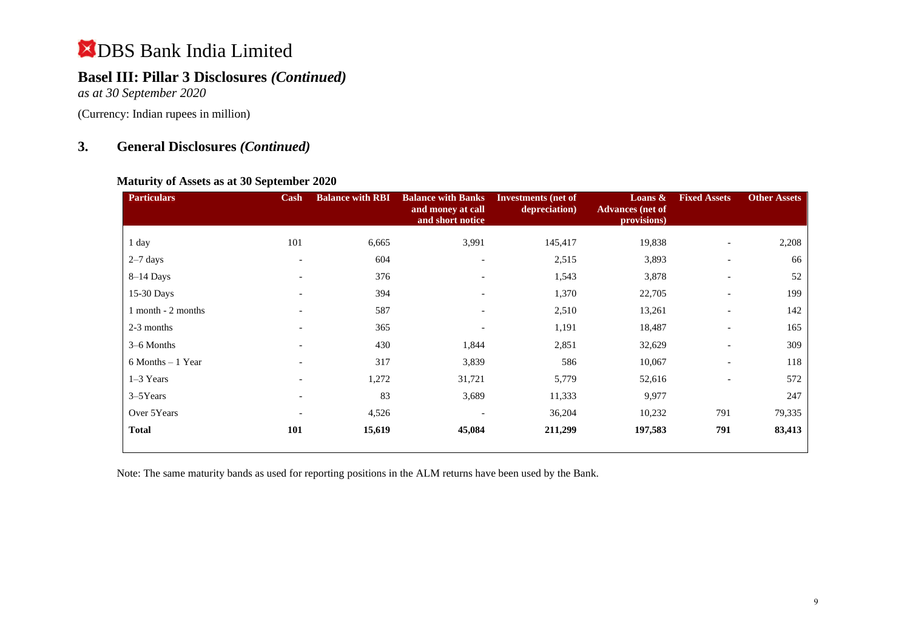# DBS Bank India Limited

## Basel III: Pillar 3 Disclosures *(Continued)*

*as at 30 September 2020*

(Currency: Indian rupees in million)

## 3. General Disclosures *(Continued)*

### Maturity of Assets as at 30 September 2020

| Particulars | Cash | Balance with RBI | Balance with Banks and money at call and short notice | Investments (net of depreciation) | Loans & Advances (net of provisions) | Fixed Assets | Other Assets |
|---|---|---|---|---|---|---|---|
| 1 day | 101 | 6,665 | 3,991 | 145,417 | 19,838 | - | 2,208 |
| 2–7 days | - | 604 | - | 2,515 | 3,893 | - | 66 |
| 8–14 Days | - | 376 | - | 1,543 | 3,878 | - | 52 |
| 15-30 Days | - | 394 | - | 1,370 | 22,705 | - | 199 |
| 1 month - 2 months | - | 587 | - | 2,510 | 13,261 | - | 142 |
| 2-3 months | - | 365 | - | 1,191 | 18,487 | - | 165 |
| 3–6 Months | - | 430 | 1,844 | 2,851 | 32,629 | - | 309 |
| 6 Months – 1 Year | - | 317 | 3,839 | 586 | 10,067 | - | 118 |
| 1–3 Years | - | 1,272 | 31,721 | 5,779 | 52,616 | - | 572 |
| 3–5Years | - | 83 | 3,689 | 11,333 | 9,977 | | 247 |
| Over 5Years | - | 4,526 | - | 36,204 | 10,232 | 791 | 79,335 |
| **Total** | **101** | **15,619** | **45,084** | **211,299** | **197,583** | **791** | **83,413** |

Note: The same maturity bands as used for reporting positions in the ALM returns have been used by the Bank.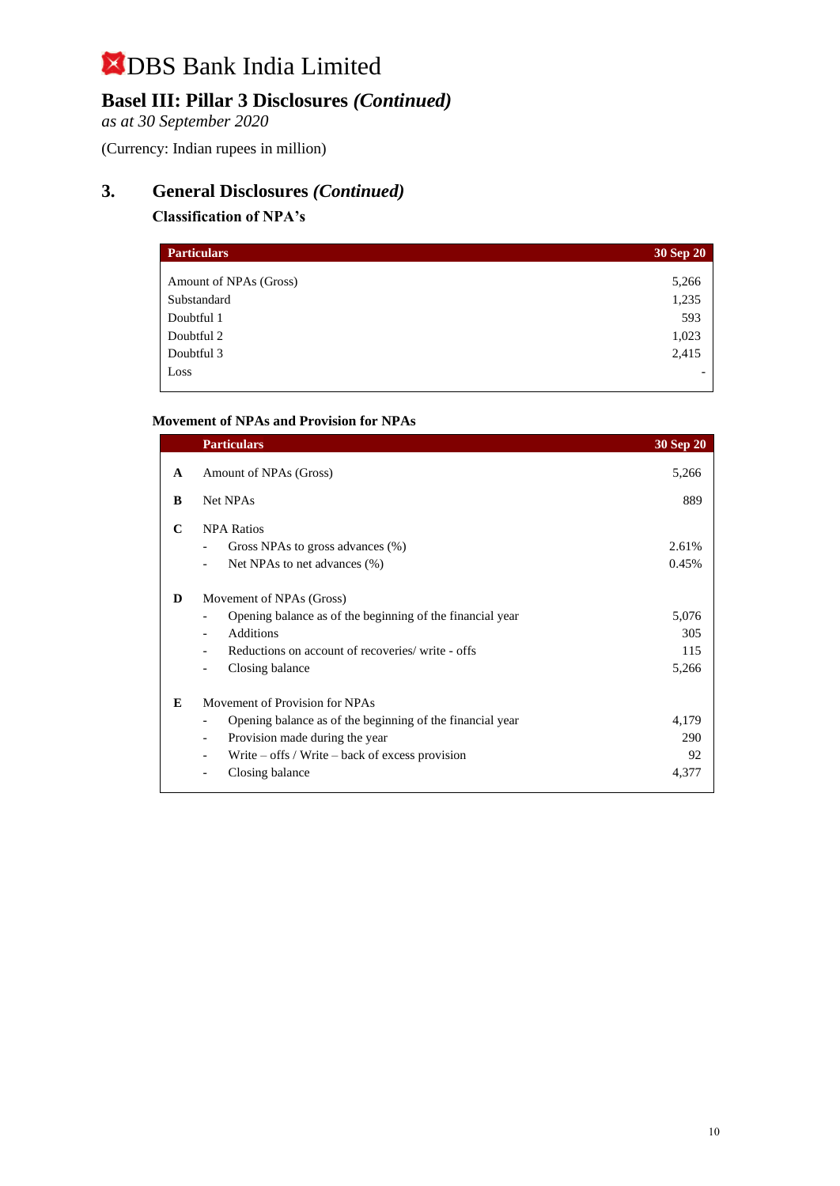# DBS Bank India Limited

## Basel III: Pillar 3 Disclosures *(Continued)*

*as at 30 September 2020*

(Currency: Indian rupees in million)

## 3. General Disclosures *(Continued)*

### Classification of NPA's

| Particulars | 30 Sep 20 |
|---|---|
| Amount of NPAs (Gross) | 5,266 |
| Substandard | 1,235 |
| Doubtful 1 | 593 |
| Doubtful 2 | 1,023 |
| Doubtful 3 | 2,415 |
| Loss | - |

### Movement of NPAs and Provision for NPAs

| | Particulars | 30 Sep 20 |
|---|---|---|
| **A** | Amount of NPAs (Gross) | 5,266 |
| **B** | Net NPAs | 889 |
| **C** | NPA Ratios | |
| | - Gross NPAs to gross advances (%) | 2.61% |
| | - Net NPAs to net advances (%) | 0.45% |
| **D** | Movement of NPAs (Gross) | |
| | - Opening balance as of the beginning of the financial year | 5,076 |
| | - Additions | 305 |
| | - Reductions on account of recoveries/ write - offs | 115 |
| | - Closing balance | 5,266 |
| **E** | Movement of Provision for NPAs | |
| | - Opening balance as of the beginning of the financial year | 4,179 |
| | - Provision made during the year | 290 |
| | - Write – offs / Write – back of excess provision | 92 |
| | - Closing balance | 4,377 |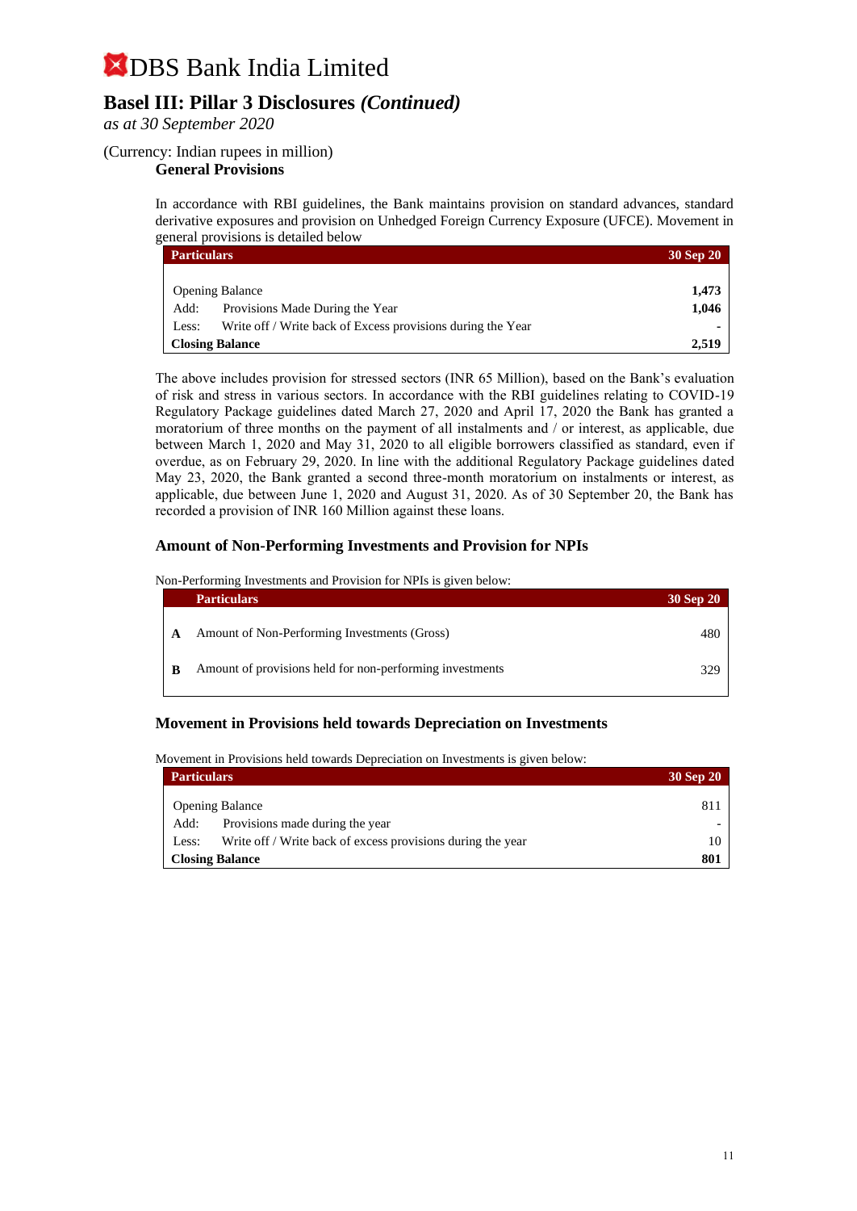# DBS Bank India Limited

## Basel III: Pillar 3 Disclosures *(Continued)*

*as at 30 September 2020*

(Currency: Indian rupees in million)

### General Provisions

In accordance with RBI guidelines, the Bank maintains provision on standard advances, standard derivative exposures and provision on Unhedged Foreign Currency Exposure (UFCE). Movement in general provisions is detailed below

| Particulars | | 30 Sep 20 |
|---|---|---|
| Opening Balance | | **1,473** |
| Add: | Provisions Made During the Year | **1,046** |
| Less: | Write off / Write back of Excess provisions during the Year | **-** |
| **Closing Balance** | | **2,519** |

The above includes provision for stressed sectors (INR 65 Million), based on the Bank's evaluation of risk and stress in various sectors. In accordance with the RBI guidelines relating to COVID-19 Regulatory Package guidelines dated March 27, 2020 and April 17, 2020 the Bank has granted a moratorium of three months on the payment of all instalments and / or interest, as applicable, due between March 1, 2020 and May 31, 2020 to all eligible borrowers classified as standard, even if overdue, as on February 29, 2020. In line with the additional Regulatory Package guidelines dated May 23, 2020, the Bank granted a second three-month moratorium on instalments or interest, as applicable, due between June 1, 2020 and August 31, 2020. As of 30 September 20, the Bank has recorded a provision of INR 160 Million against these loans.

### Amount of Non-Performing Investments and Provision for NPIs

Non-Performing Investments and Provision for NPIs is given below:

| | Particulars | 30 Sep 20 |
|---|---|---|
| **A** | Amount of Non-Performing Investments (Gross) | 480 |
| **B** | Amount of provisions held for non-performing investments | 329 |

### Movement in Provisions held towards Depreciation on Investments

Movement in Provisions held towards Depreciation on Investments is given below:

| Particulars | | 30 Sep 20 |
|---|---|---|
| Opening Balance | | 811 |
| Add: | Provisions made during the year | - |
| Less: | Write off / Write back of excess provisions during the year | 10 |
| **Closing Balance** | | **801** |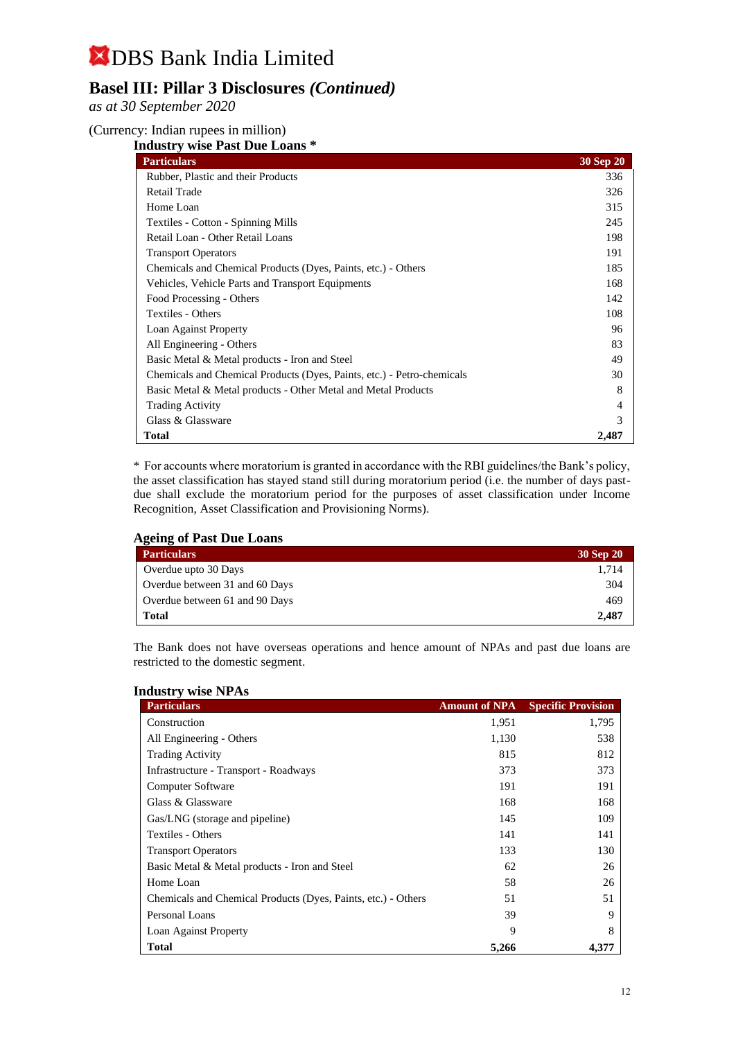# DBS Bank India Limited

## Basel III: Pillar 3 Disclosures *(Continued)*

*as at 30 September 2020*

(Currency: Indian rupees in million)

### Industry wise Past Due Loans *

| Particulars | 30 Sep 20 |
|---|---|
| Rubber, Plastic and their Products | 336 |
| Retail Trade | 326 |
| Home Loan | 315 |
| Textiles - Cotton - Spinning Mills | 245 |
| Retail Loan - Other Retail Loans | 198 |
| Transport Operators | 191 |
| Chemicals and Chemical Products (Dyes, Paints, etc.) - Others | 185 |
| Vehicles, Vehicle Parts and Transport Equipments | 168 |
| Food Processing - Others | 142 |
| Textiles - Others | 108 |
| Loan Against Property | 96 |
| All Engineering - Others | 83 |
| Basic Metal & Metal products - Iron and Steel | 49 |
| Chemicals and Chemical Products (Dyes, Paints, etc.) - Petro-chemicals | 30 |
| Basic Metal & Metal products - Other Metal and Metal Products | 8 |
| Trading Activity | 4 |
| Glass & Glassware | 3 |
| **Total** | **2,487** |

* For accounts where moratorium is granted in accordance with the RBI guidelines/the Bank's policy, the asset classification has stayed stand still during moratorium period (i.e. the number of days past-due shall exclude the moratorium period for the purposes of asset classification under Income Recognition, Asset Classification and Provisioning Norms).

### Ageing of Past Due Loans

| Particulars | 30 Sep 20 |
|---|---|
| Overdue upto 30 Days | 1,714 |
| Overdue between 31 and 60 Days | 304 |
| Overdue between 61 and 90 Days | 469 |
| **Total** | **2,487** |

The Bank does not have overseas operations and hence amount of NPAs and past due loans are restricted to the domestic segment.

### Industry wise NPAs

| Particulars | Amount of NPA | Specific Provision |
|---|---|---|
| Construction | 1,951 | 1,795 |
| All Engineering - Others | 1,130 | 538 |
| Trading Activity | 815 | 812 |
| Infrastructure - Transport - Roadways | 373 | 373 |
| Computer Software | 191 | 191 |
| Glass & Glassware | 168 | 168 |
| Gas/LNG (storage and pipeline) | 145 | 109 |
| Textiles - Others | 141 | 141 |
| Transport Operators | 133 | 130 |
| Basic Metal & Metal products - Iron and Steel | 62 | 26 |
| Home Loan | 58 | 26 |
| Chemicals and Chemical Products (Dyes, Paints, etc.) - Others | 51 | 51 |
| Personal Loans | 39 | 9 |
| Loan Against Property | 9 | 8 |
| **Total** | **5,266** | **4,377** |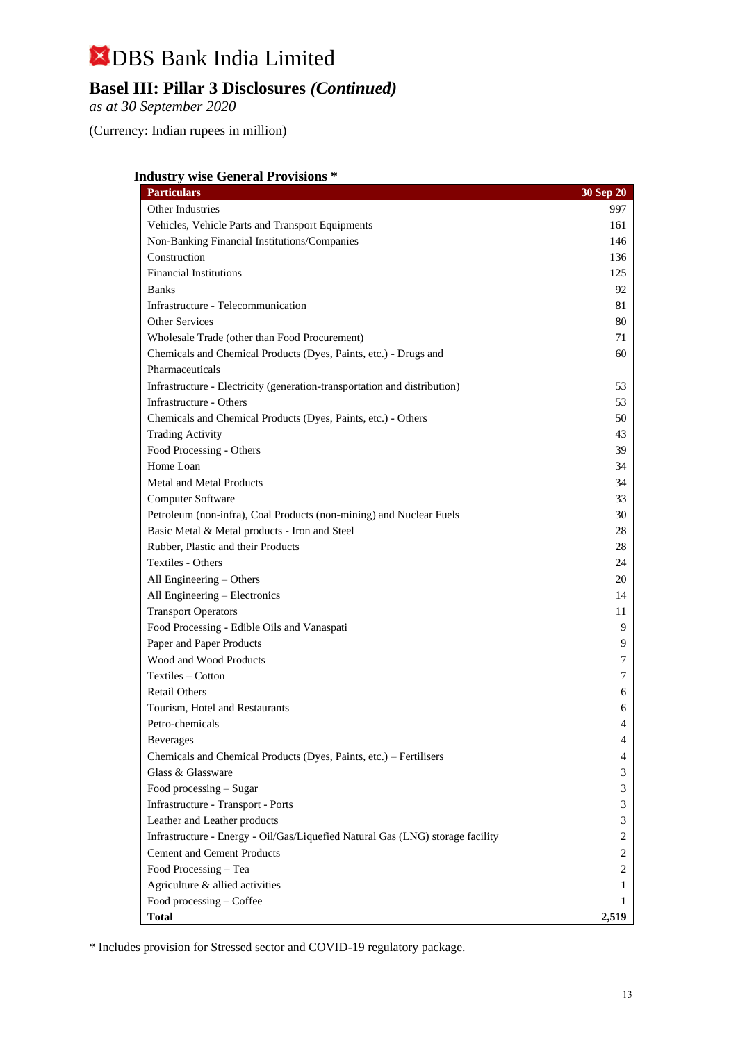# DBS Bank India Limited

## Basel III: Pillar 3 Disclosures *(Continued)*

*as at 30 September 2020*

(Currency: Indian rupees in million)

### Industry wise General Provisions *

| Particulars | 30 Sep 20 |
|---|---|
| Other Industries | 997 |
| Vehicles, Vehicle Parts and Transport Equipments | 161 |
| Non-Banking Financial Institutions/Companies | 146 |
| Construction | 136 |
| Financial Institutions | 125 |
| Banks | 92 |
| Infrastructure - Telecommunication | 81 |
| Other Services | 80 |
| Wholesale Trade (other than Food Procurement) | 71 |
| Chemicals and Chemical Products (Dyes, Paints, etc.) - Drugs and Pharmaceuticals | 60 |
| Infrastructure - Electricity (generation-transportation and distribution) | 53 |
| Infrastructure - Others | 53 |
| Chemicals and Chemical Products (Dyes, Paints, etc.) - Others | 50 |
| Trading Activity | 43 |
| Food Processing - Others | 39 |
| Home Loan | 34 |
| Metal and Metal Products | 34 |
| Computer Software | 33 |
| Petroleum (non-infra), Coal Products (non-mining) and Nuclear Fuels | 30 |
| Basic Metal & Metal products - Iron and Steel | 28 |
| Rubber, Plastic and their Products | 28 |
| Textiles - Others | 24 |
| All Engineering – Others | 20 |
| All Engineering – Electronics | 14 |
| Transport Operators | 11 |
| Food Processing - Edible Oils and Vanaspati | 9 |
| Paper and Paper Products | 9 |
| Wood and Wood Products | 7 |
| Textiles – Cotton | 7 |
| Retail Others | 6 |
| Tourism, Hotel and Restaurants | 6 |
| Petro-chemicals | 4 |
| Beverages | 4 |
| Chemicals and Chemical Products (Dyes, Paints, etc.) – Fertilisers | 4 |
| Glass & Glassware | 3 |
| Food processing – Sugar | 3 |
| Infrastructure - Transport - Ports | 3 |
| Leather and Leather products | 3 |
| Infrastructure - Energy - Oil/Gas/Liquefied Natural Gas (LNG) storage facility | 2 |
| Cement and Cement Products | 2 |
| Food Processing – Tea | 2 |
| Agriculture & allied activities | 1 |
| Food processing – Coffee | 1 |
| **Total** | **2,519** |

* Includes provision for Stressed sector and COVID-19 regulatory package.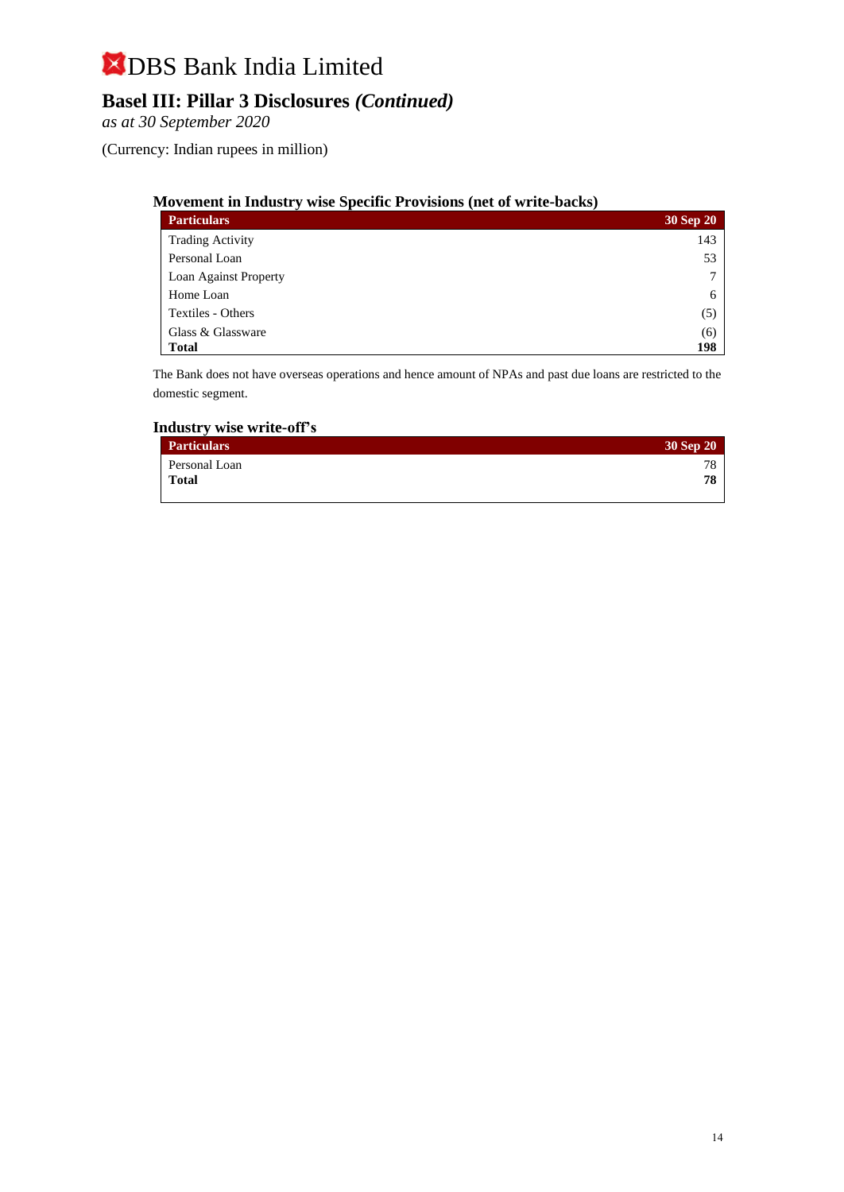# DBS Bank India Limited

## Basel III: Pillar 3 Disclosures *(Continued)*

*as at 30 September 2020*

(Currency: Indian rupees in million)

### Movement in Industry wise Specific Provisions (net of write-backs)

| Particulars | 30 Sep 20 |
|---|---|
| Trading Activity | 143 |
| Personal Loan | 53 |
| Loan Against Property | 7 |
| Home Loan | 6 |
| Textiles - Others | (5) |
| Glass & Glassware | (6) |
| **Total** | **198** |

The Bank does not have overseas operations and hence amount of NPAs and past due loans are restricted to the domestic segment.

### Industry wise write-off's

| Particulars | 30 Sep 20 |
|---|---|
| Personal Loan | 78 |
| **Total** | **78** |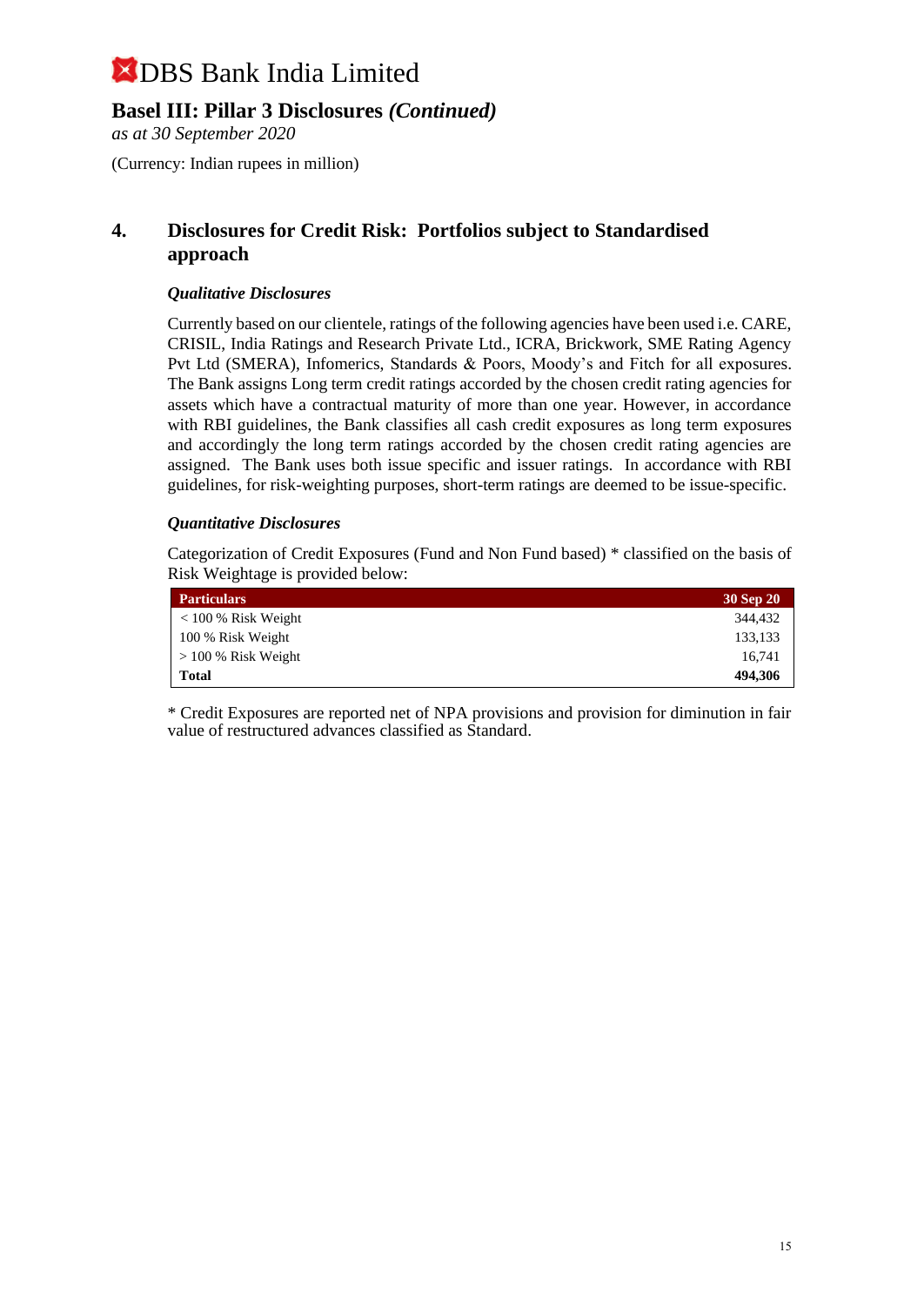# DBS Bank India Limited

## Basel III: Pillar 3 Disclosures *(Continued)*

*as at 30 September 2020*

(Currency: Indian rupees in million)

## 4. Disclosures for Credit Risk: Portfolios subject to Standardised approach

### *Qualitative Disclosures*

Currently based on our clientele, ratings of the following agencies have been used i.e. CARE, CRISIL, India Ratings and Research Private Ltd., ICRA, Brickwork, SME Rating Agency Pvt Ltd (SMERA), Infomerics, Standards & Poors, Moody's and Fitch for all exposures. The Bank assigns Long term credit ratings accorded by the chosen credit rating agencies for assets which have a contractual maturity of more than one year. However, in accordance with RBI guidelines, the Bank classifies all cash credit exposures as long term exposures and accordingly the long term ratings accorded by the chosen credit rating agencies are assigned. The Bank uses both issue specific and issuer ratings. In accordance with RBI guidelines, for risk-weighting purposes, short-term ratings are deemed to be issue-specific.

### *Quantitative Disclosures*

Categorization of Credit Exposures (Fund and Non Fund based) * classified on the basis of Risk Weightage is provided below:

| Particulars | 30 Sep 20 |
|---|---:|
| < 100 % Risk Weight | 344,432 |
| 100 % Risk Weight | 133,133 |
| > 100 % Risk Weight | 16,741 |
| **Total** | **494,306** |

* Credit Exposures are reported net of NPA provisions and provision for diminution in fair value of restructured advances classified as Standard.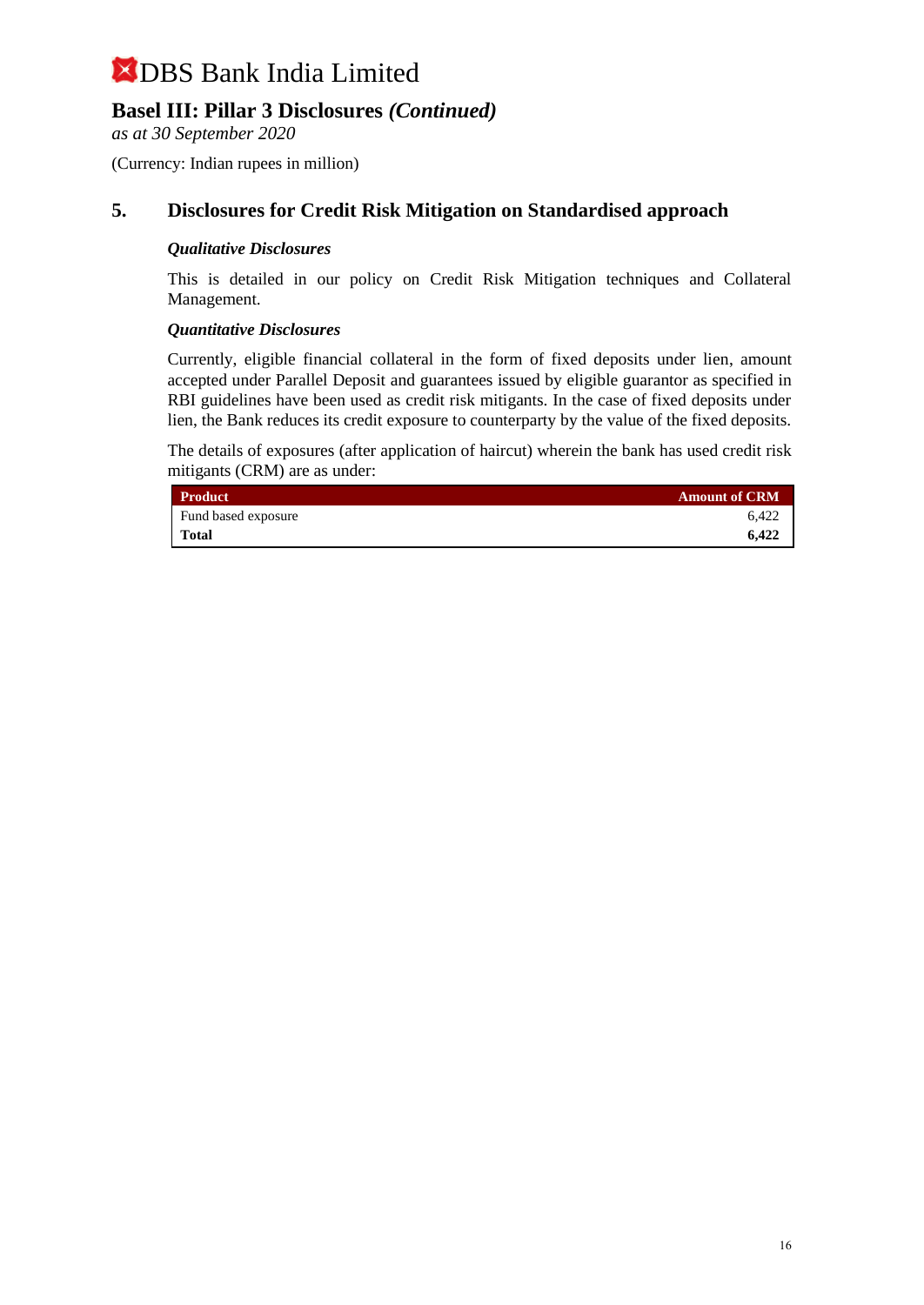# DBS Bank India Limited

## Basel III: Pillar 3 Disclosures *(Continued)*

*as at 30 September 2020*

(Currency: Indian rupees in million)

## 5. Disclosures for Credit Risk Mitigation on Standardised approach

***Qualitative Disclosures***

This is detailed in our policy on Credit Risk Mitigation techniques and Collateral Management.

***Quantitative Disclosures***

Currently, eligible financial collateral in the form of fixed deposits under lien, amount accepted under Parallel Deposit and guarantees issued by eligible guarantor as specified in RBI guidelines have been used as credit risk mitigants. In the case of fixed deposits under lien, the Bank reduces its credit exposure to counterparty by the value of the fixed deposits.

The details of exposures (after application of haircut) wherein the bank has used credit risk mitigants (CRM) are as under:

| Product | Amount of CRM |
|---|---:|
| Fund based exposure | 6,422 |
| **Total** | **6,422** |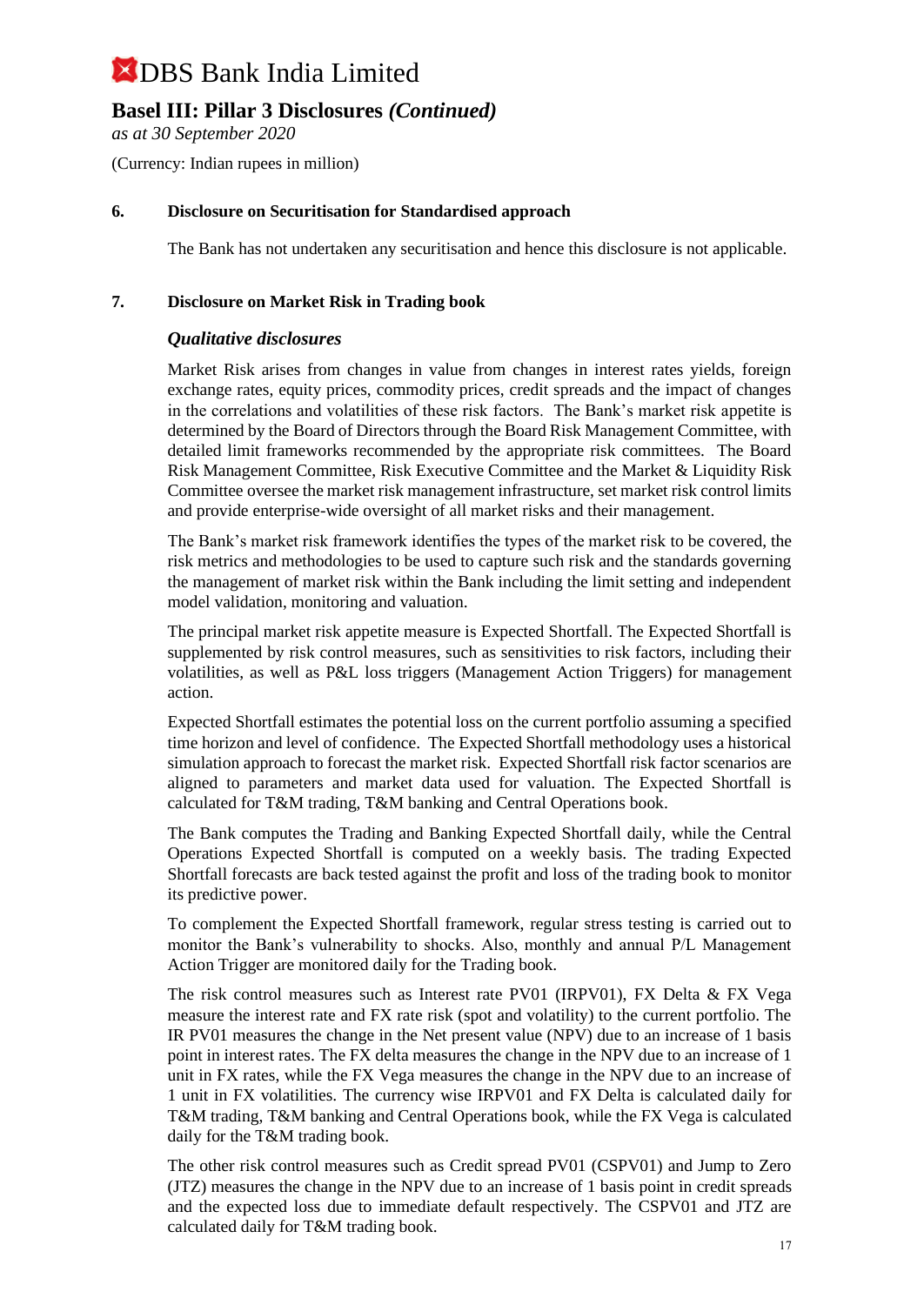# DBS Bank India Limited

## Basel III: Pillar 3 Disclosures *(Continued)*

*as at 30 September 2020*

(Currency: Indian rupees in million)

### 6. Disclosure on Securitisation for Standardised approach

The Bank has not undertaken any securitisation and hence this disclosure is not applicable.

### 7. Disclosure on Market Risk in Trading book

#### *Qualitative disclosures*

Market Risk arises from changes in value from changes in interest rates yields, foreign exchange rates, equity prices, commodity prices, credit spreads and the impact of changes in the correlations and volatilities of these risk factors. The Bank's market risk appetite is determined by the Board of Directors through the Board Risk Management Committee, with detailed limit frameworks recommended by the appropriate risk committees. The Board Risk Management Committee, Risk Executive Committee and the Market & Liquidity Risk Committee oversee the market risk management infrastructure, set market risk control limits and provide enterprise-wide oversight of all market risks and their management.

The Bank's market risk framework identifies the types of the market risk to be covered, the risk metrics and methodologies to be used to capture such risk and the standards governing the management of market risk within the Bank including the limit setting and independent model validation, monitoring and valuation.

The principal market risk appetite measure is Expected Shortfall. The Expected Shortfall is supplemented by risk control measures, such as sensitivities to risk factors, including their volatilities, as well as P&L loss triggers (Management Action Triggers) for management action.

Expected Shortfall estimates the potential loss on the current portfolio assuming a specified time horizon and level of confidence. The Expected Shortfall methodology uses a historical simulation approach to forecast the market risk. Expected Shortfall risk factor scenarios are aligned to parameters and market data used for valuation. The Expected Shortfall is calculated for T&M trading, T&M banking and Central Operations book.

The Bank computes the Trading and Banking Expected Shortfall daily, while the Central Operations Expected Shortfall is computed on a weekly basis. The trading Expected Shortfall forecasts are back tested against the profit and loss of the trading book to monitor its predictive power.

To complement the Expected Shortfall framework, regular stress testing is carried out to monitor the Bank's vulnerability to shocks. Also, monthly and annual P/L Management Action Trigger are monitored daily for the Trading book.

The risk control measures such as Interest rate PV01 (IRPV01), FX Delta & FX Vega measure the interest rate and FX rate risk (spot and volatility) to the current portfolio. The IR PV01 measures the change in the Net present value (NPV) due to an increase of 1 basis point in interest rates. The FX delta measures the change in the NPV due to an increase of 1 unit in FX rates, while the FX Vega measures the change in the NPV due to an increase of 1 unit in FX volatilities. The currency wise IRPV01 and FX Delta is calculated daily for T&M trading, T&M banking and Central Operations book, while the FX Vega is calculated daily for the T&M trading book.

The other risk control measures such as Credit spread PV01 (CSPV01) and Jump to Zero (JTZ) measures the change in the NPV due to an increase of 1 basis point in credit spreads and the expected loss due to immediate default respectively. The CSPV01 and JTZ are calculated daily for T&M trading book.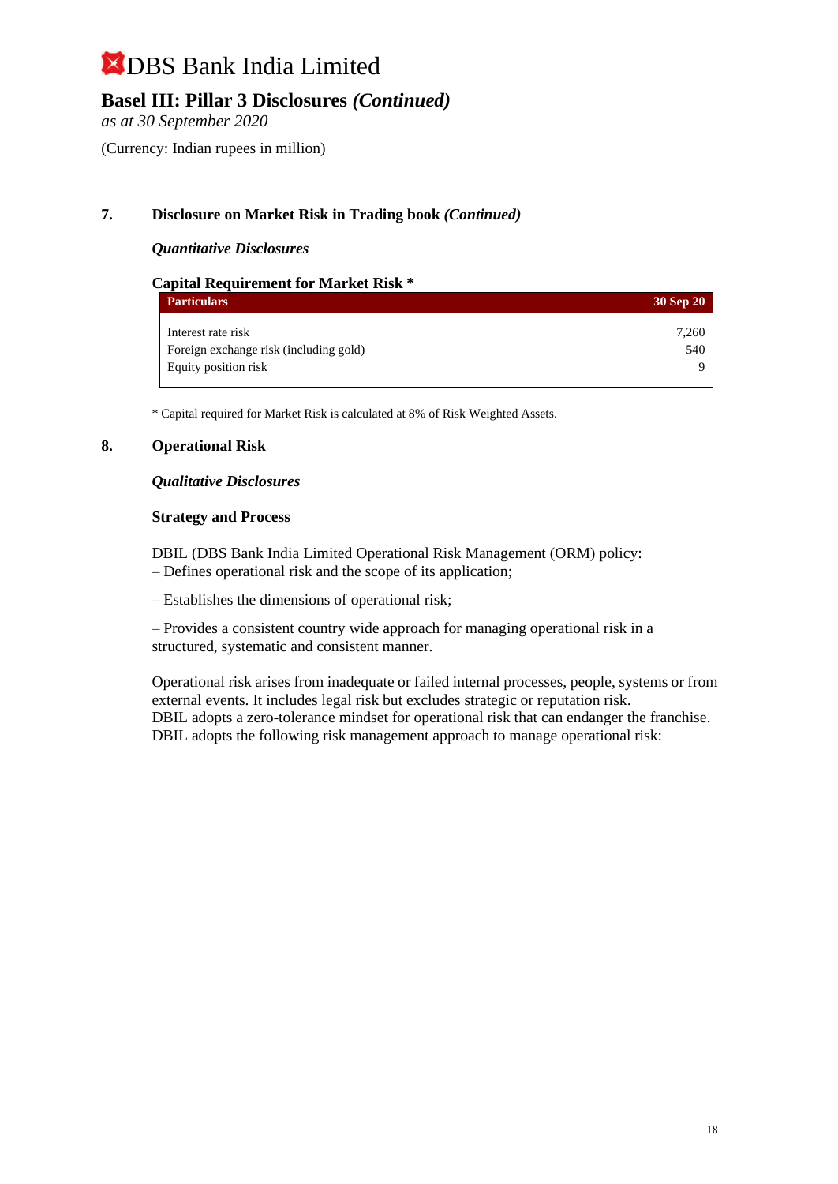# DBS Bank India Limited

## Basel III: Pillar 3 Disclosures *(Continued)*

*as at 30 September 2020*

(Currency: Indian rupees in million)

### 7. Disclosure on Market Risk in Trading book *(Continued)*

***Quantitative Disclosures***

**Capital Requirement for Market Risk ***

| Particulars | 30 Sep 20 |
|---|---|
| Interest rate risk | 7,260 |
| Foreign exchange risk (including gold) | 540 |
| Equity position risk | 9 |

* Capital required for Market Risk is calculated at 8% of Risk Weighted Assets.

### 8. Operational Risk

***Qualitative Disclosures***

**Strategy and Process**

DBIL (DBS Bank India Limited Operational Risk Management (ORM) policy:
– Defines operational risk and the scope of its application;

– Establishes the dimensions of operational risk;

– Provides a consistent country wide approach for managing operational risk in a structured, systematic and consistent manner.

Operational risk arises from inadequate or failed internal processes, people, systems or from external events. It includes legal risk but excludes strategic or reputation risk.
DBIL adopts a zero-tolerance mindset for operational risk that can endanger the franchise.
DBIL adopts the following risk management approach to manage operational risk: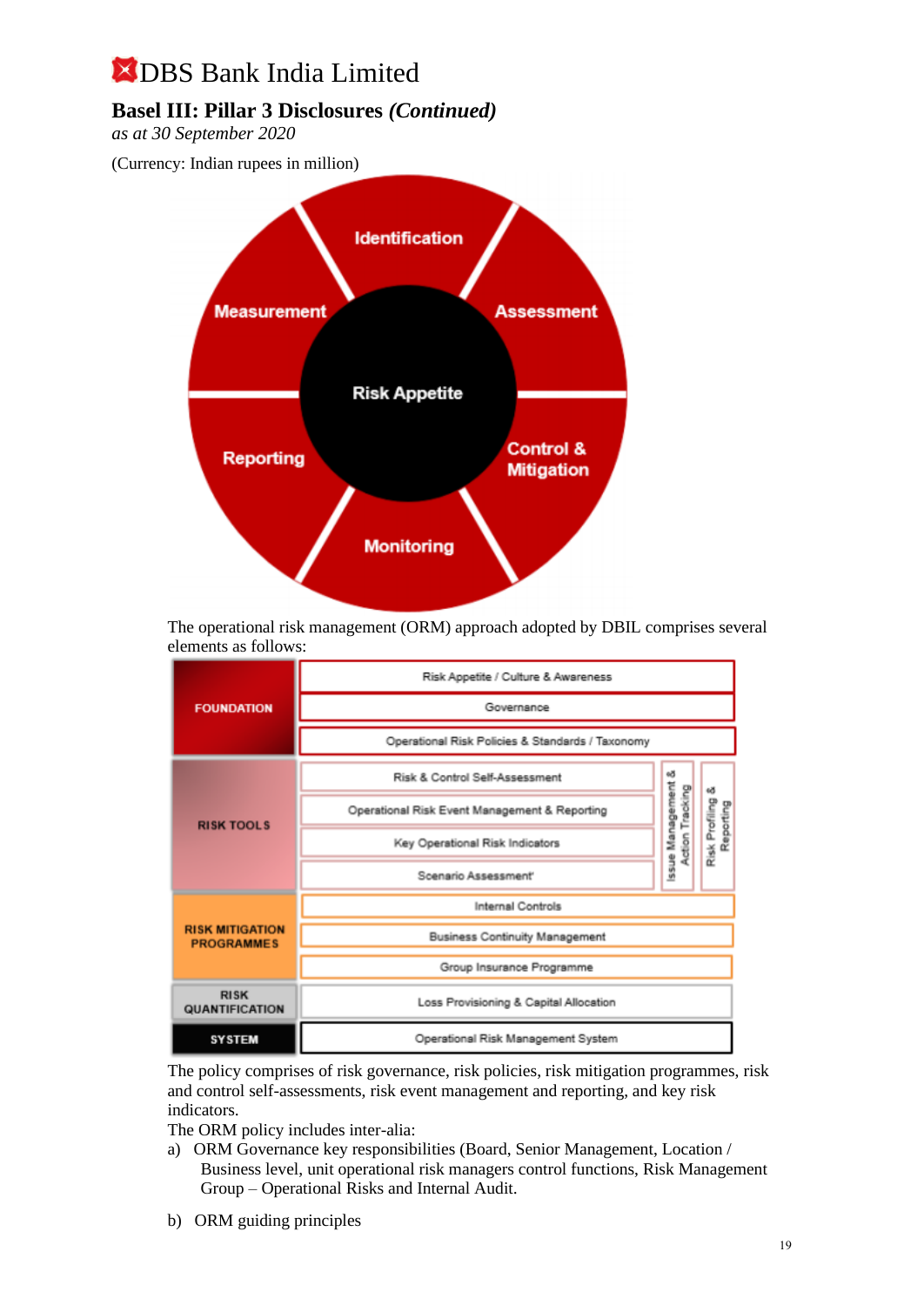DBS Bank India Limited

## Basel III: Pillar 3 Disclosures *(Continued)*

*as at 30 September 2020*

(Currency: Indian rupees in million)

Identification

Assessment

Control & Mitigation

Monitoring

Reporting

Measurement

Risk Appetite

The operational risk management (ORM) approach adopted by DBIL comprises several elements as follows:

| | | | |
|---|---|---|---|
| FOUNDATION | Risk Appetite / Culture & Awareness | | |
| | Governance | | |
| | Operational Risk Policies & Standards / Taxonomy | | |
| RISK TOOLS | Risk & Control Self-Assessment | Issue Management & Action Tracking | Risk Profiling & Reporting |
| | Operational Risk Event Management & Reporting | | |
| | Key Operational Risk Indicators | | |
| | Scenario Assessment | | |
| RISK MITIGATION PROGRAMMES | Internal Controls | | |
| | Business Continuity Management | | |
| | Group Insurance Programme | | |
| RISK QUANTIFICATION | Loss Provisioning & Capital Allocation | | |
| SYSTEM | Operational Risk Management System | | |

The policy comprises of risk governance, risk policies, risk mitigation programmes, risk and control self-assessments, risk event management and reporting, and key risk indicators.

The ORM policy includes inter-alia:

a) ORM Governance key responsibilities (Board, Senior Management, Location / Business level, unit operational risk managers control functions, Risk Management Group – Operational Risks and Internal Audit.

b) ORM guiding principles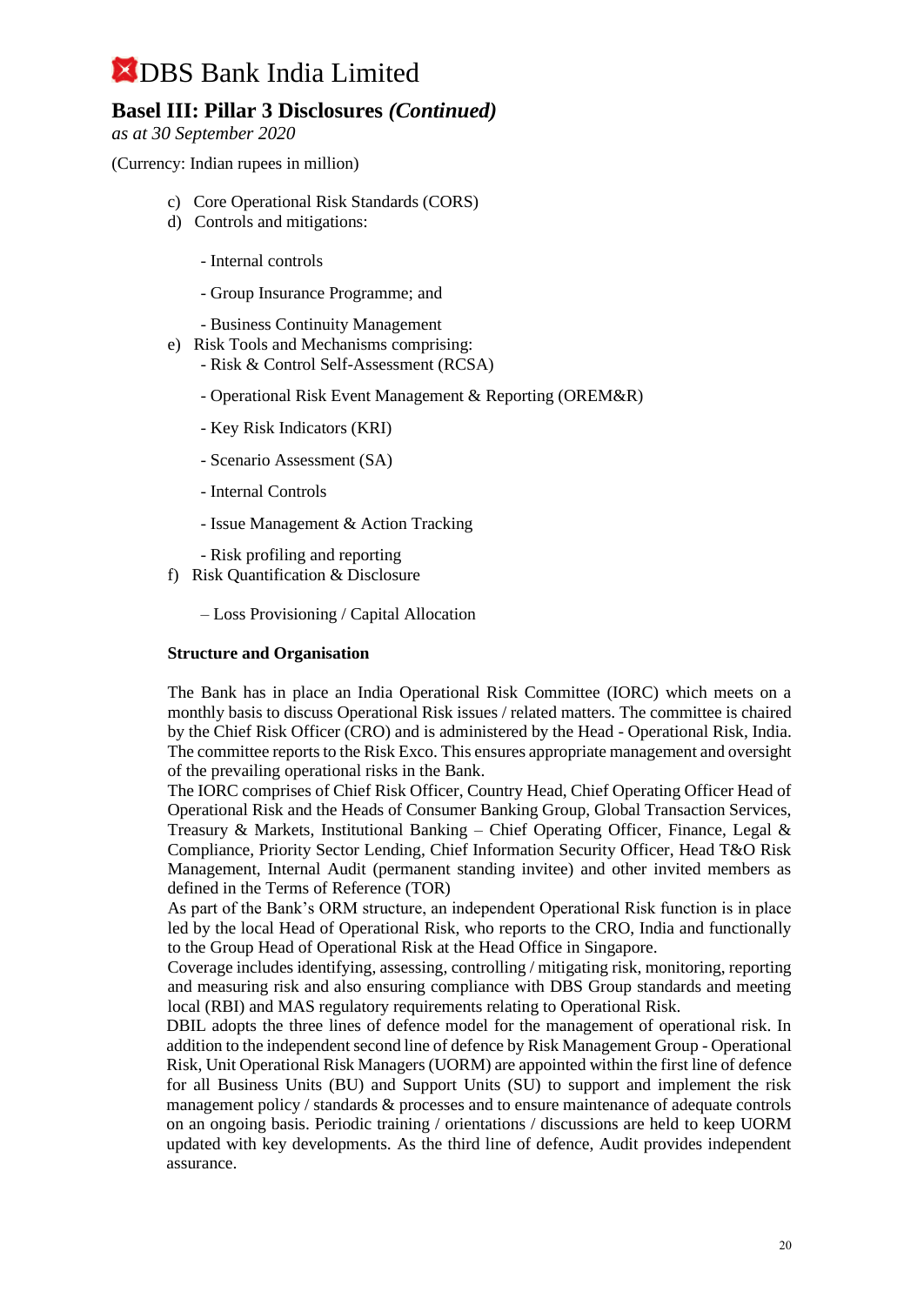c) Core Operational Risk Standards (CORS)

d) Controls and mitigations:

- Internal controls
- Group Insurance Programme; and
- Business Continuity Management

e) Risk Tools and Mechanisms comprising:

- Risk & Control Self-Assessment (RCSA)
- Operational Risk Event Management & Reporting (OREM&R)
- Key Risk Indicators (KRI)
- Scenario Assessment (SA)
- Internal Controls
- Issue Management & Action Tracking
- Risk profiling and reporting

f) Risk Quantification & Disclosure

– Loss Provisioning / Capital Allocation

**Structure and Organisation**

The Bank has in place an India Operational Risk Committee (IORC) which meets on a monthly basis to discuss Operational Risk issues / related matters. The committee is chaired by the Chief Risk Officer (CRO) and is administered by the Head - Operational Risk, India. The committee reports to the Risk Exco. This ensures appropriate management and oversight of the prevailing operational risks in the Bank.

The IORC comprises of Chief Risk Officer, Country Head, Chief Operating Officer Head of Operational Risk and the Heads of Consumer Banking Group, Global Transaction Services, Treasury & Markets, Institutional Banking – Chief Operating Officer, Finance, Legal & Compliance, Priority Sector Lending, Chief Information Security Officer, Head T&O Risk Management, Internal Audit (permanent standing invitee) and other invited members as defined in the Terms of Reference (TOR)

As part of the Bank's ORM structure, an independent Operational Risk function is in place led by the local Head of Operational Risk, who reports to the CRO, India and functionally to the Group Head of Operational Risk at the Head Office in Singapore.

Coverage includes identifying, assessing, controlling / mitigating risk, monitoring, reporting and measuring risk and also ensuring compliance with DBS Group standards and meeting local (RBI) and MAS regulatory requirements relating to Operational Risk.

DBIL adopts the three lines of defence model for the management of operational risk. In addition to the independent second line of defence by Risk Management Group - Operational Risk, Unit Operational Risk Managers (UORM) are appointed within the first line of defence for all Business Units (BU) and Support Units (SU) to support and implement the risk management policy / standards & processes and to ensure maintenance of adequate controls on an ongoing basis. Periodic training / orientations / discussions are held to keep UORM updated with key developments. As the third line of defence, Audit provides independent assurance.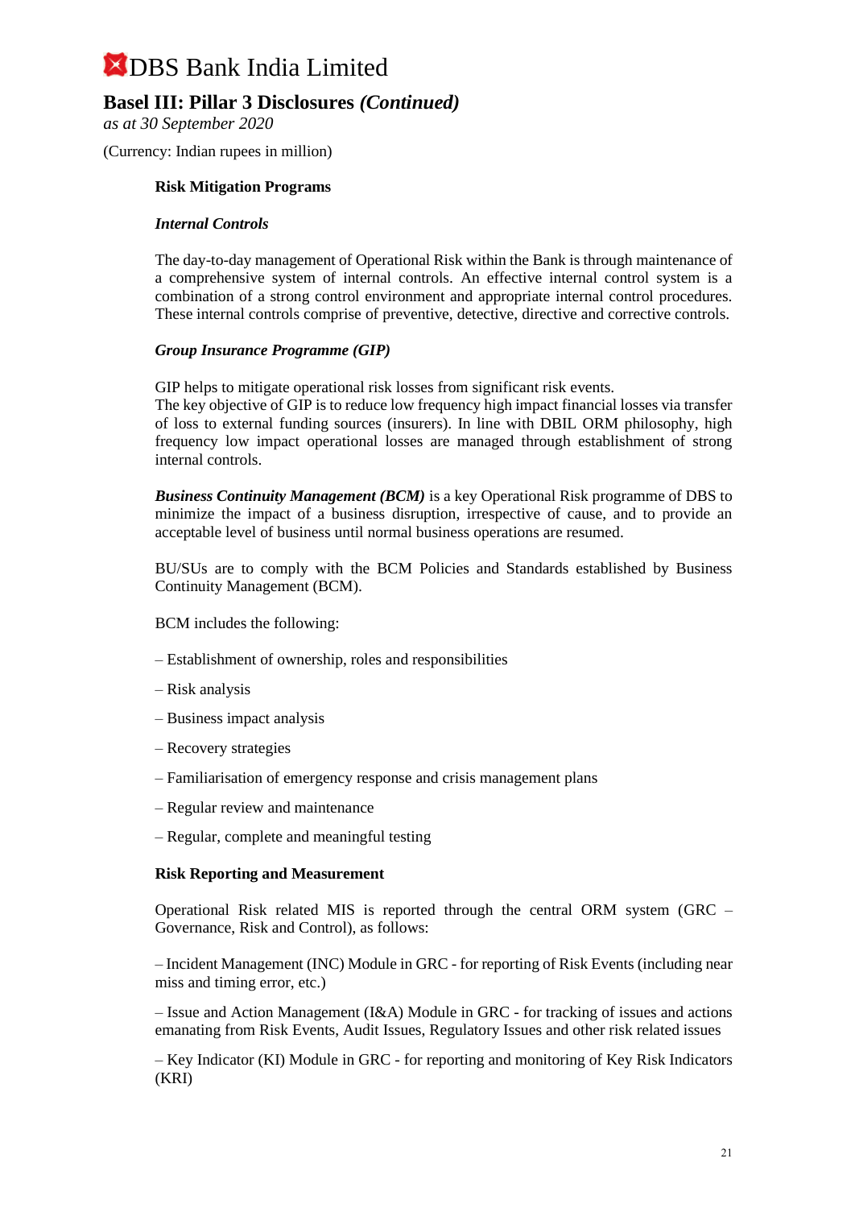**Risk Mitigation Programs**

***Internal Controls***

The day-to-day management of Operational Risk within the Bank is through maintenance of a comprehensive system of internal controls. An effective internal control system is a combination of a strong control environment and appropriate internal control procedures. These internal controls comprise of preventive, detective, directive and corrective controls.

***Group Insurance Programme (GIP)***

GIP helps to mitigate operational risk losses from significant risk events.
The key objective of GIP is to reduce low frequency high impact financial losses via transfer of loss to external funding sources (insurers). In line with DBIL ORM philosophy, high frequency low impact operational losses are managed through establishment of strong internal controls.

***Business Continuity Management (BCM)*** is a key Operational Risk programme of DBS to minimize the impact of a business disruption, irrespective of cause, and to provide an acceptable level of business until normal business operations are resumed.

BU/SUs are to comply with the BCM Policies and Standards established by Business Continuity Management (BCM).

BCM includes the following:

– Establishment of ownership, roles and responsibilities

– Risk analysis

– Business impact analysis

– Recovery strategies

– Familiarisation of emergency response and crisis management plans

– Regular review and maintenance

– Regular, complete and meaningful testing

**Risk Reporting and Measurement**

Operational Risk related MIS is reported through the central ORM system (GRC – Governance, Risk and Control), as follows:

– Incident Management (INC) Module in GRC - for reporting of Risk Events (including near miss and timing error, etc.)

– Issue and Action Management (I&A) Module in GRC - for tracking of issues and actions emanating from Risk Events, Audit Issues, Regulatory Issues and other risk related issues

– Key Indicator (KI) Module in GRC - for reporting and monitoring of Key Risk Indicators (KRI)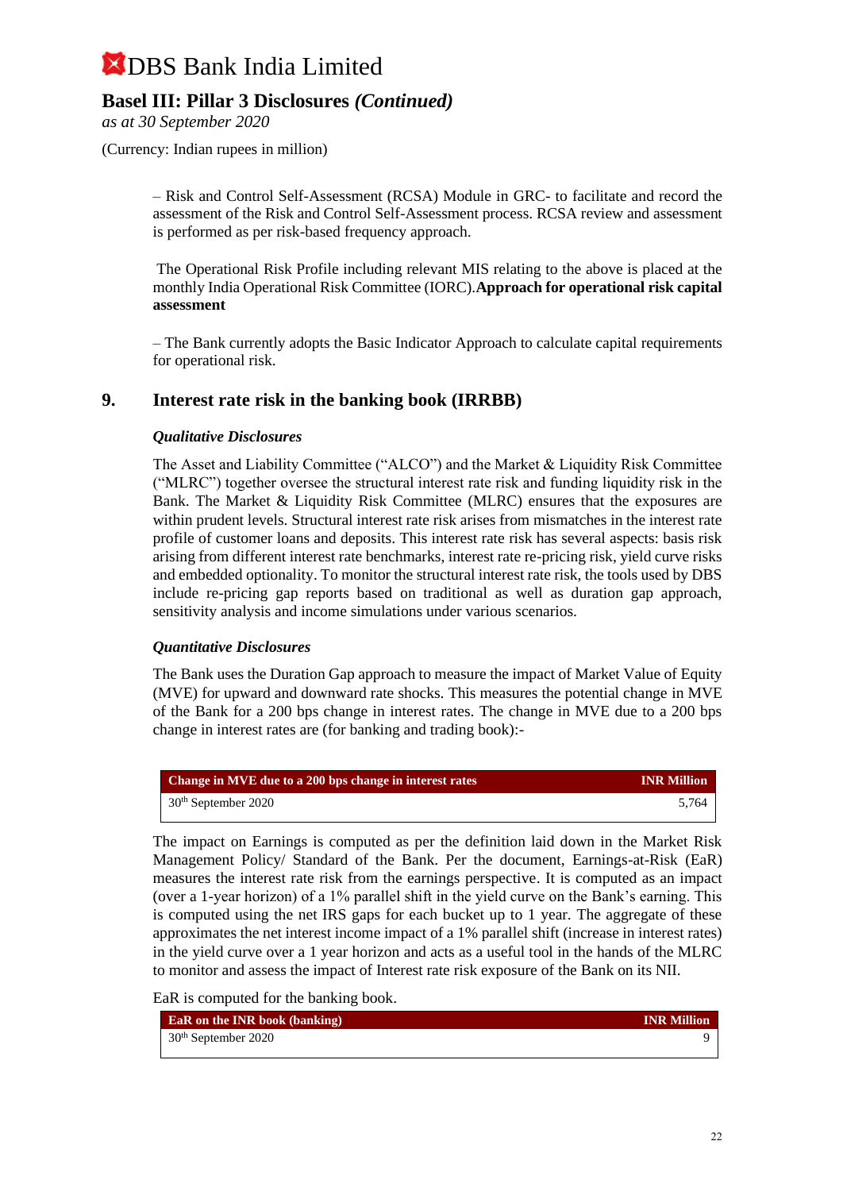– Risk and Control Self-Assessment (RCSA) Module in GRC- to facilitate and record the assessment of the Risk and Control Self-Assessment process. RCSA review and assessment is performed as per risk-based frequency approach.

The Operational Risk Profile including relevant MIS relating to the above is placed at the monthly India Operational Risk Committee (IORC).**Approach for operational risk capital assessment**

– The Bank currently adopts the Basic Indicator Approach to calculate capital requirements for operational risk.

## 9. Interest rate risk in the banking book (IRRBB)

***Qualitative Disclosures***

The Asset and Liability Committee ("ALCO") and the Market & Liquidity Risk Committee ("MLRC") together oversee the structural interest rate risk and funding liquidity risk in the Bank. The Market & Liquidity Risk Committee (MLRC) ensures that the exposures are within prudent levels. Structural interest rate risk arises from mismatches in the interest rate profile of customer loans and deposits. This interest rate risk has several aspects: basis risk arising from different interest rate benchmarks, interest rate re-pricing risk, yield curve risks and embedded optionality. To monitor the structural interest rate risk, the tools used by DBS include re-pricing gap reports based on traditional as well as duration gap approach, sensitivity analysis and income simulations under various scenarios.

***Quantitative Disclosures***

The Bank uses the Duration Gap approach to measure the impact of Market Value of Equity (MVE) for upward and downward rate shocks. This measures the potential change in MVE of the Bank for a 200 bps change in interest rates. The change in MVE due to a 200 bps change in interest rates are (for banking and trading book):-

| Change in MVE due to a 200 bps change in interest rates | INR Million |
|---|---|
| 30th September 2020 | 5,764 |

The impact on Earnings is computed as per the definition laid down in the Market Risk Management Policy/ Standard of the Bank. Per the document, Earnings-at-Risk (EaR) measures the interest rate risk from the earnings perspective. It is computed as an impact (over a 1-year horizon) of a 1% parallel shift in the yield curve on the Bank's earning. This is computed using the net IRS gaps for each bucket up to 1 year. The aggregate of these approximates the net interest income impact of a 1% parallel shift (increase in interest rates) in the yield curve over a 1 year horizon and acts as a useful tool in the hands of the MLRC to monitor and assess the impact of Interest rate risk exposure of the Bank on its NII.

EaR is computed for the banking book.

| EaR on the INR book (banking) | INR Million |
|---|---|
| 30th September 2020 | 9 |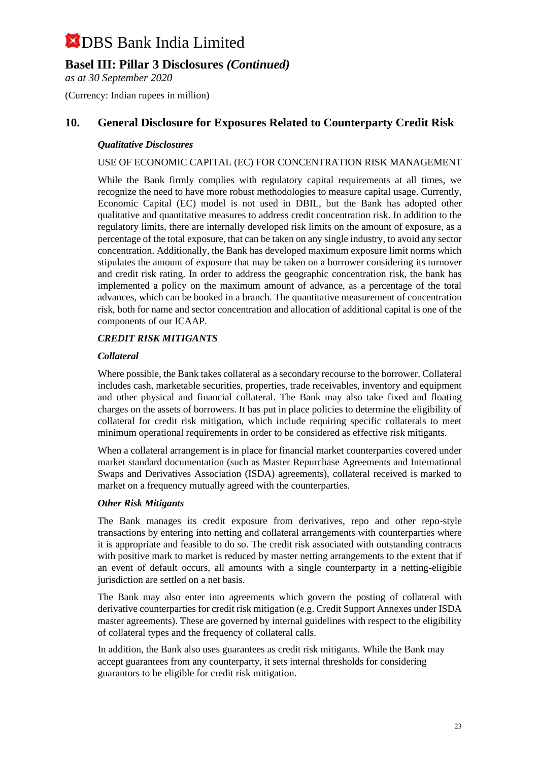## 10. General Disclosure for Exposures Related to Counterparty Credit Risk

***Qualitative Disclosures***

USE OF ECONOMIC CAPITAL (EC) FOR CONCENTRATION RISK MANAGEMENT

While the Bank firmly complies with regulatory capital requirements at all times, we recognize the need to have more robust methodologies to measure capital usage. Currently, Economic Capital (EC) model is not used in DBIL, but the Bank has adopted other qualitative and quantitative measures to address credit concentration risk. In addition to the regulatory limits, there are internally developed risk limits on the amount of exposure, as a percentage of the total exposure, that can be taken on any single industry, to avoid any sector concentration. Additionally, the Bank has developed maximum exposure limit norms which stipulates the amount of exposure that may be taken on a borrower considering its turnover and credit risk rating. In order to address the geographic concentration risk, the bank has implemented a policy on the maximum amount of advance, as a percentage of the total advances, which can be booked in a branch. The quantitative measurement of concentration risk, both for name and sector concentration and allocation of additional capital is one of the components of our ICAAP.

***CREDIT RISK MITIGANTS***

***Collateral***

Where possible, the Bank takes collateral as a secondary recourse to the borrower. Collateral includes cash, marketable securities, properties, trade receivables, inventory and equipment and other physical and financial collateral. The Bank may also take fixed and floating charges on the assets of borrowers. It has put in place policies to determine the eligibility of collateral for credit risk mitigation, which include requiring specific collaterals to meet minimum operational requirements in order to be considered as effective risk mitigants.

When a collateral arrangement is in place for financial market counterparties covered under market standard documentation (such as Master Repurchase Agreements and International Swaps and Derivatives Association (ISDA) agreements), collateral received is marked to market on a frequency mutually agreed with the counterparties.

***Other Risk Mitigants***

The Bank manages its credit exposure from derivatives, repo and other repo-style transactions by entering into netting and collateral arrangements with counterparties where it is appropriate and feasible to do so. The credit risk associated with outstanding contracts with positive mark to market is reduced by master netting arrangements to the extent that if an event of default occurs, all amounts with a single counterparty in a netting-eligible jurisdiction are settled on a net basis.

The Bank may also enter into agreements which govern the posting of collateral with derivative counterparties for credit risk mitigation (e.g. Credit Support Annexes under ISDA master agreements). These are governed by internal guidelines with respect to the eligibility of collateral types and the frequency of collateral calls.

In addition, the Bank also uses guarantees as credit risk mitigants. While the Bank may accept guarantees from any counterparty, it sets internal thresholds for considering guarantors to be eligible for credit risk mitigation.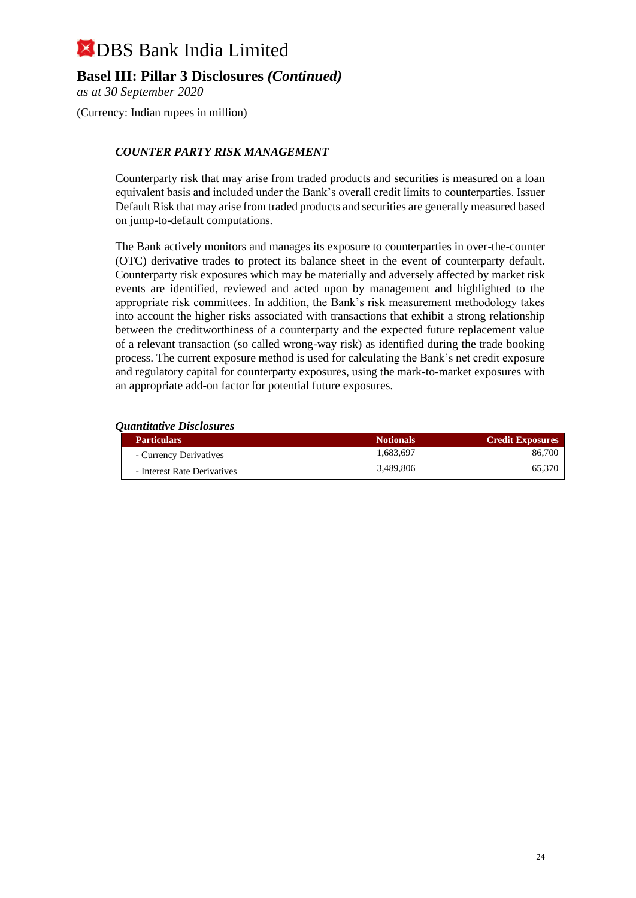# DBS Bank India Limited

## Basel III: Pillar 3 Disclosures *(Continued)*

*as at 30 September 2020*

(Currency: Indian rupees in million)

### *COUNTER PARTY RISK MANAGEMENT*

Counterparty risk that may arise from traded products and securities is measured on a loan equivalent basis and included under the Bank's overall credit limits to counterparties. Issuer Default Risk that may arise from traded products and securities are generally measured based on jump-to-default computations.

The Bank actively monitors and manages its exposure to counterparties in over-the-counter (OTC) derivative trades to protect its balance sheet in the event of counterparty default. Counterparty risk exposures which may be materially and adversely affected by market risk events are identified, reviewed and acted upon by management and highlighted to the appropriate risk committees. In addition, the Bank's risk measurement methodology takes into account the higher risks associated with transactions that exhibit a strong relationship between the creditworthiness of a counterparty and the expected future replacement value of a relevant transaction (so called wrong-way risk) as identified during the trade booking process. The current exposure method is used for calculating the Bank's net credit exposure and regulatory capital for counterparty exposures, using the mark-to-market exposures with an appropriate add-on factor for potential future exposures.

***Quantitative Disclosures***

| Particulars | Notionals | Credit Exposures |
|---|---|---|
| - Currency Derivatives | 1,683,697 | 86,700 |
| - Interest Rate Derivatives | 3,489,806 | 65,370 |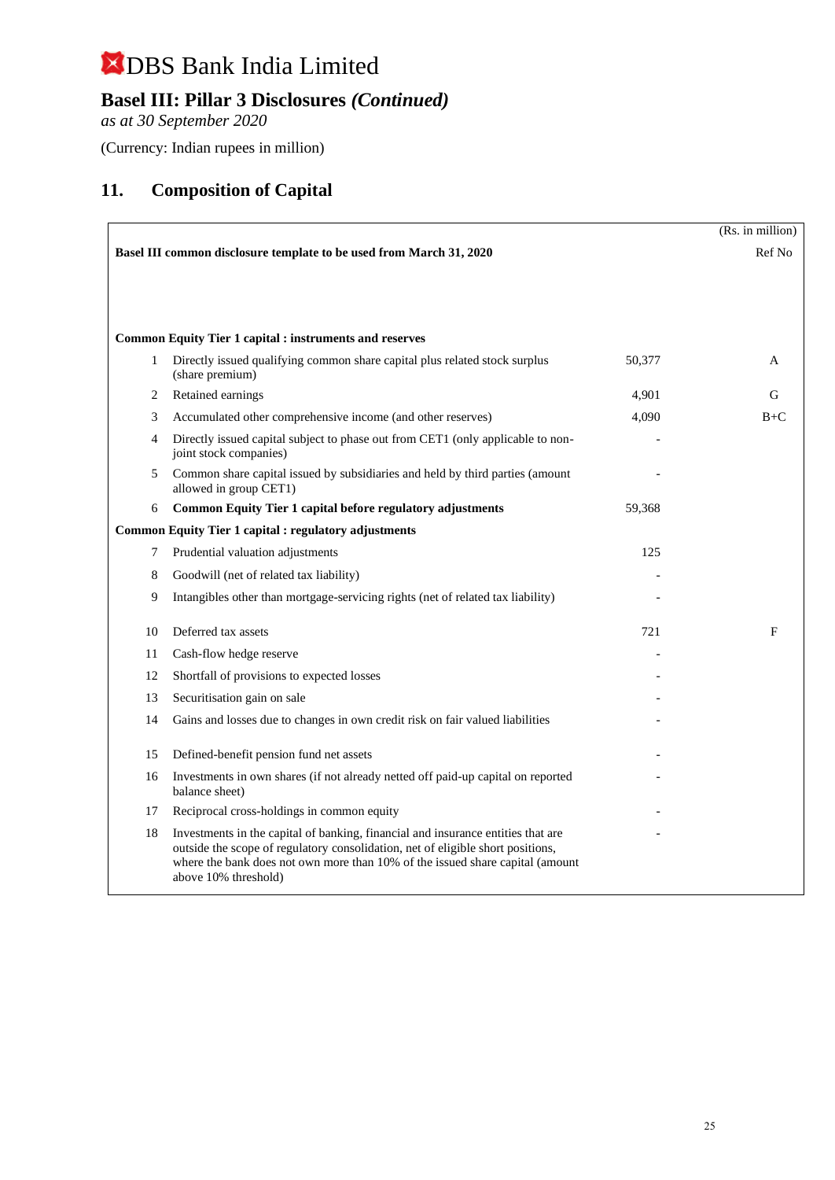# DBS Bank India Limited

## Basel III: Pillar 3 Disclosures *(Continued)*

*as at 30 September 2020*

(Currency: Indian rupees in million)

## 11. Composition of Capital

| | Basel III common disclosure template to be used from March 31, 2020 | (Rs. in million) | Ref No |
|---|---|---|---|
| | **Common Equity Tier 1 capital : instruments and reserves** | | |
| 1 | Directly issued qualifying common share capital plus related stock surplus (share premium) | 50,377 | A |
| 2 | Retained earnings | 4,901 | G |
| 3 | Accumulated other comprehensive income (and other reserves) | 4,090 | B+C |
| 4 | Directly issued capital subject to phase out from CET1 (only applicable to non-joint stock companies) | - | |
| 5 | Common share capital issued by subsidiaries and held by third parties (amount allowed in group CET1) | - | |
| 6 | **Common Equity Tier 1 capital before regulatory adjustments** | 59,368 | |
| | **Common Equity Tier 1 capital : regulatory adjustments** | | |
| 7 | Prudential valuation adjustments | 125 | |
| 8 | Goodwill (net of related tax liability) | - | |
| 9 | Intangibles other than mortgage-servicing rights (net of related tax liability) | - | |
| 10 | Deferred tax assets | 721 | F |
| 11 | Cash-flow hedge reserve | - | |
| 12 | Shortfall of provisions to expected losses | - | |
| 13 | Securitisation gain on sale | - | |
| 14 | Gains and losses due to changes in own credit risk on fair valued liabilities | - | |
| 15 | Defined-benefit pension fund net assets | - | |
| 16 | Investments in own shares (if not already netted off paid-up capital on reported balance sheet) | - | |
| 17 | Reciprocal cross-holdings in common equity | - | |
| 18 | Investments in the capital of banking, financial and insurance entities that are outside the scope of regulatory consolidation, net of eligible short positions, where the bank does not own more than 10% of the issued share capital (amount above 10% threshold) | - | |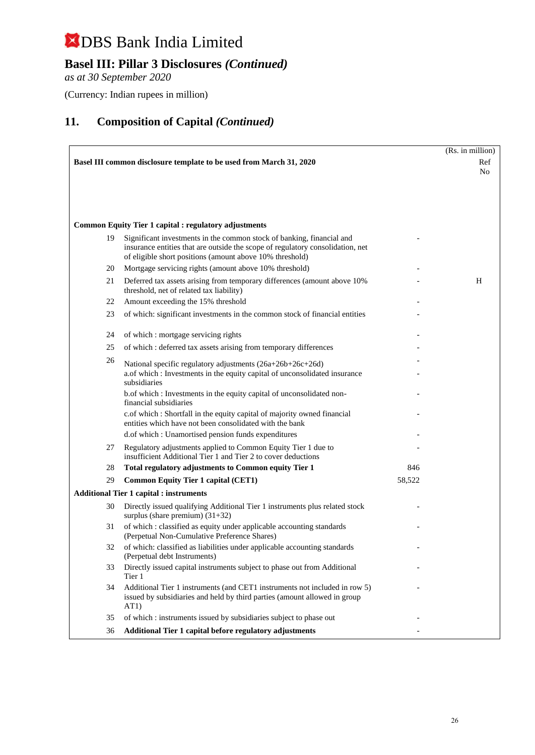# DBS Bank India Limited

## Basel III: Pillar 3 Disclosures *(Continued)*

*as at 30 September 2020*

(Currency: Indian rupees in million)

## 11. Composition of Capital *(Continued)*

| Basel III common disclosure template to be used from March 31, 2020 | | (Rs. in million) | Ref No |
|---|---|---|---|
| **Common Equity Tier 1 capital : regulatory adjustments** | | | |
| 19 | Significant investments in the common stock of banking, financial and insurance entities that are outside the scope of regulatory consolidation, net of eligible short positions (amount above 10% threshold) | - | |
| 20 | Mortgage servicing rights (amount above 10% threshold) | - | |
| 21 | Deferred tax assets arising from temporary differences (amount above 10% threshold, net of related tax liability) | - | H |
| 22 | Amount exceeding the 15% threshold | - | |
| 23 | of which: significant investments in the common stock of financial entities | - | |
| 24 | of which : mortgage servicing rights | - | |
| 25 | of which : deferred tax assets arising from temporary differences | - | |
| 26 | National specific regulatory adjustments (26a+26b+26c+26d) | - | |
| | a.of which : Investments in the equity capital of unconsolidated insurance subsidiaries | - | |
| | b.of which : Investments in the equity capital of unconsolidated non-financial subsidiaries | - | |
| | c.of which : Shortfall in the equity capital of majority owned financial entities which have not been consolidated with the bank | - | |
| | d.of which : Unamortised pension funds expenditures | - | |
| 27 | Regulatory adjustments applied to Common Equity Tier 1 due to insufficient Additional Tier 1 and Tier 2 to cover deductions | - | |
| 28 | **Total regulatory adjustments to Common equity Tier 1** | 846 | |
| 29 | **Common Equity Tier 1 capital (CET1)** | 58,522 | |
| **Additional Tier 1 capital : instruments** | | | |
| 30 | Directly issued qualifying Additional Tier 1 instruments plus related stock surplus (share premium) (31+32) | - | |
| 31 | of which : classified as equity under applicable accounting standards (Perpetual Non-Cumulative Preference Shares) | - | |
| 32 | of which: classified as liabilities under applicable accounting standards (Perpetual debt Instruments) | - | |
| 33 | Directly issued capital instruments subject to phase out from Additional Tier 1 | - | |
| 34 | Additional Tier 1 instruments (and CET1 instruments not included in row 5) issued by subsidiaries and held by third parties (amount allowed in group AT1) | - | |
| 35 | of which : instruments issued by subsidiaries subject to phase out | - | |
| 36 | **Additional Tier 1 capital before regulatory adjustments** | - | |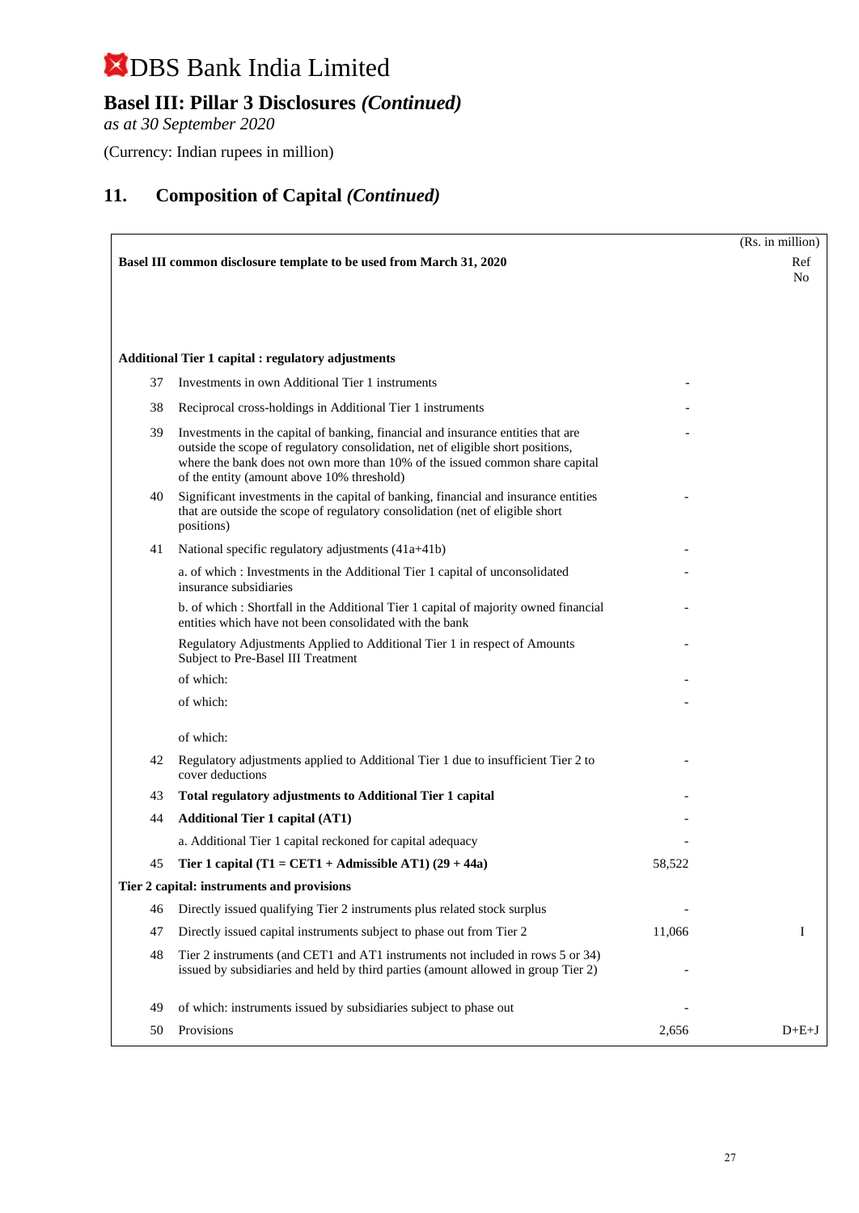# DBS Bank India Limited

## Basel III: Pillar 3 Disclosures *(Continued)*

*as at 30 September 2020*

(Currency: Indian rupees in million)

## 11. Composition of Capital *(Continued)*

(Rs. in million)

| | Basel III common disclosure template to be used from March 31, 2020 | | Ref No |
|---|---|---|---|
| | **Additional Tier 1 capital : regulatory adjustments** | | |
| 37 | Investments in own Additional Tier 1 instruments | - | |
| 38 | Reciprocal cross-holdings in Additional Tier 1 instruments | - | |
| 39 | Investments in the capital of banking, financial and insurance entities that are outside the scope of regulatory consolidation, net of eligible short positions, where the bank does not own more than 10% of the issued common share capital of the entity (amount above 10% threshold) | - | |
| 40 | Significant investments in the capital of banking, financial and insurance entities that are outside the scope of regulatory consolidation (net of eligible short positions) | - | |
| 41 | National specific regulatory adjustments (41a+41b) | - | |
| | a. of which : Investments in the Additional Tier 1 capital of unconsolidated insurance subsidiaries | - | |
| | b. of which : Shortfall in the Additional Tier 1 capital of majority owned financial entities which have not been consolidated with the bank | - | |
| | Regulatory Adjustments Applied to Additional Tier 1 in respect of Amounts Subject to Pre-Basel III Treatment | - | |
| | of which: | - | |
| | of which: | - | |
| | of which: | | |
| 42 | Regulatory adjustments applied to Additional Tier 1 due to insufficient Tier 2 to cover deductions | - | |
| 43 | **Total regulatory adjustments to Additional Tier 1 capital** | - | |
| 44 | **Additional Tier 1 capital (AT1)** | - | |
| | a. Additional Tier 1 capital reckoned for capital adequacy | - | |
| 45 | **Tier 1 capital (T1 = CET1 + Admissible AT1) (29 + 44a)** | 58,522 | |
| | **Tier 2 capital: instruments and provisions** | | |
| 46 | Directly issued qualifying Tier 2 instruments plus related stock surplus | - | |
| 47 | Directly issued capital instruments subject to phase out from Tier 2 | 11,066 | I |
| 48 | Tier 2 instruments (and CET1 and AT1 instruments not included in rows 5 or 34) issued by subsidiaries and held by third parties (amount allowed in group Tier 2) | - | |
| 49 | of which: instruments issued by subsidiaries subject to phase out | - | |
| 50 | Provisions | 2,656 | D+E+J |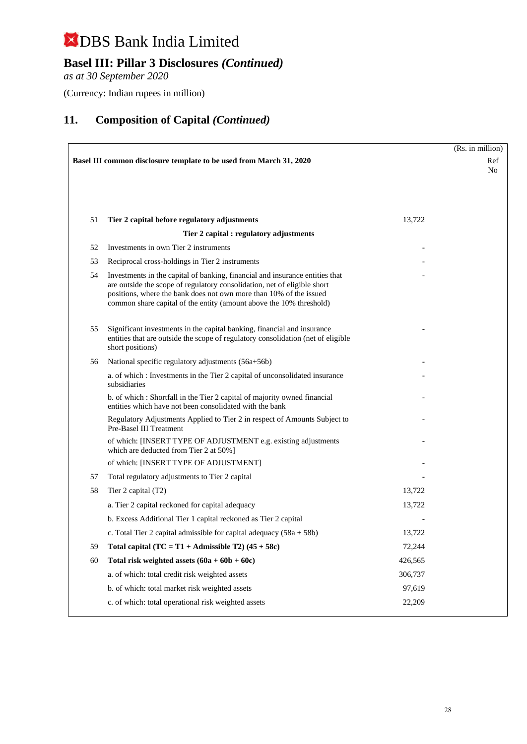# DBS Bank India Limited

## Basel III: Pillar 3 Disclosures *(Continued)*

*as at 30 September 2020*

(Currency: Indian rupees in million)

## 11. Composition of Capital *(Continued)*

(Rs. in million)

| | **Basel III common disclosure template to be used from March 31, 2020** | | Ref No |
|---|---|---|---|
| 51 | **Tier 2 capital before regulatory adjustments** | 13,722 | |
| | **Tier 2 capital : regulatory adjustments** | | |
| 52 | Investments in own Tier 2 instruments | - | |
| 53 | Reciprocal cross-holdings in Tier 2 instruments | - | |
| 54 | Investments in the capital of banking, financial and insurance entities that are outside the scope of regulatory consolidation, net of eligible short positions, where the bank does not own more than 10% of the issued common share capital of the entity (amount above the 10% threshold) | - | |
| 55 | Significant investments in the capital banking, financial and insurance entities that are outside the scope of regulatory consolidation (net of eligible short positions) | - | |
| 56 | National specific regulatory adjustments (56a+56b) | - | |
| | a. of which : Investments in the Tier 2 capital of unconsolidated insurance subsidiaries | - | |
| | b. of which : Shortfall in the Tier 2 capital of majority owned financial entities which have not been consolidated with the bank | - | |
| | Regulatory Adjustments Applied to Tier 2 in respect of Amounts Subject to Pre-Basel III Treatment | - | |
| | of which: [INSERT TYPE OF ADJUSTMENT e.g. existing adjustments which are deducted from Tier 2 at 50%] | - | |
| | of which: [INSERT TYPE OF ADJUSTMENT] | - | |
| 57 | Total regulatory adjustments to Tier 2 capital | - | |
| 58 | Tier 2 capital (T2) | 13,722 | |
| | a. Tier 2 capital reckoned for capital adequacy | 13,722 | |
| | b. Excess Additional Tier 1 capital reckoned as Tier 2 capital | - | |
| | c. Total Tier 2 capital admissible for capital adequacy (58a + 58b) | 13,722 | |
| 59 | **Total capital (TC = T1 + Admissible T2) (45 + 58c)** | 72,244 | |
| 60 | **Total risk weighted assets (60a + 60b + 60c)** | 426,565 | |
| | a. of which: total credit risk weighted assets | 306,737 | |
| | b. of which: total market risk weighted assets | 97,619 | |
| | c. of which: total operational risk weighted assets | 22,209 | |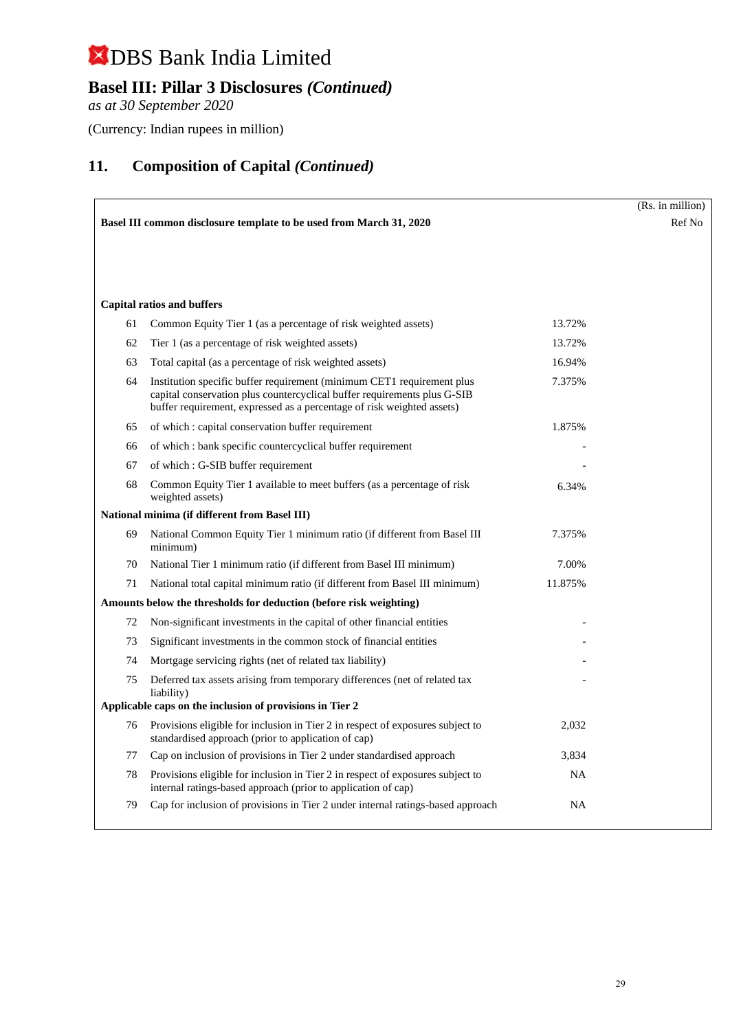# DBS Bank India Limited

## Basel III: Pillar 3 Disclosures *(Continued)*

*as at 30 September 2020*

(Currency: Indian rupees in million)

## 11. Composition of Capital *(Continued)*

| | Basel III common disclosure template to be used from March 31, 2020 | (Rs. in million) | Ref No |
|---|---|---|---|
| | **Capital ratios and buffers** | | |
| 61 | Common Equity Tier 1 (as a percentage of risk weighted assets) | 13.72% | |
| 62 | Tier 1 (as a percentage of risk weighted assets) | 13.72% | |
| 63 | Total capital (as a percentage of risk weighted assets) | 16.94% | |
| 64 | Institution specific buffer requirement (minimum CET1 requirement plus capital conservation plus countercyclical buffer requirements plus G-SIB buffer requirement, expressed as a percentage of risk weighted assets) | 7.375% | |
| 65 | of which : capital conservation buffer requirement | 1.875% | |
| 66 | of which : bank specific countercyclical buffer requirement | - | |
| 67 | of which : G-SIB buffer requirement | - | |
| 68 | Common Equity Tier 1 available to meet buffers (as a percentage of risk weighted assets) | 6.34% | |
| | **National minima (if different from Basel III)** | | |
| 69 | National Common Equity Tier 1 minimum ratio (if different from Basel III minimum) | 7.375% | |
| 70 | National Tier 1 minimum ratio (if different from Basel III minimum) | 7.00% | |
| 71 | National total capital minimum ratio (if different from Basel III minimum) | 11.875% | |
| | **Amounts below the thresholds for deduction (before risk weighting)** | | |
| 72 | Non-significant investments in the capital of other financial entities | - | |
| 73 | Significant investments in the common stock of financial entities | - | |
| 74 | Mortgage servicing rights (net of related tax liability) | - | |
| 75 | Deferred tax assets arising from temporary differences (net of related tax liability) | - | |
| | **Applicable caps on the inclusion of provisions in Tier 2** | | |
| 76 | Provisions eligible for inclusion in Tier 2 in respect of exposures subject to standardised approach (prior to application of cap) | 2,032 | |
| 77 | Cap on inclusion of provisions in Tier 2 under standardised approach | 3,834 | |
| 78 | Provisions eligible for inclusion in Tier 2 in respect of exposures subject to internal ratings-based approach (prior to application of cap) | NA | |
| 79 | Cap for inclusion of provisions in Tier 2 under internal ratings-based approach | NA | |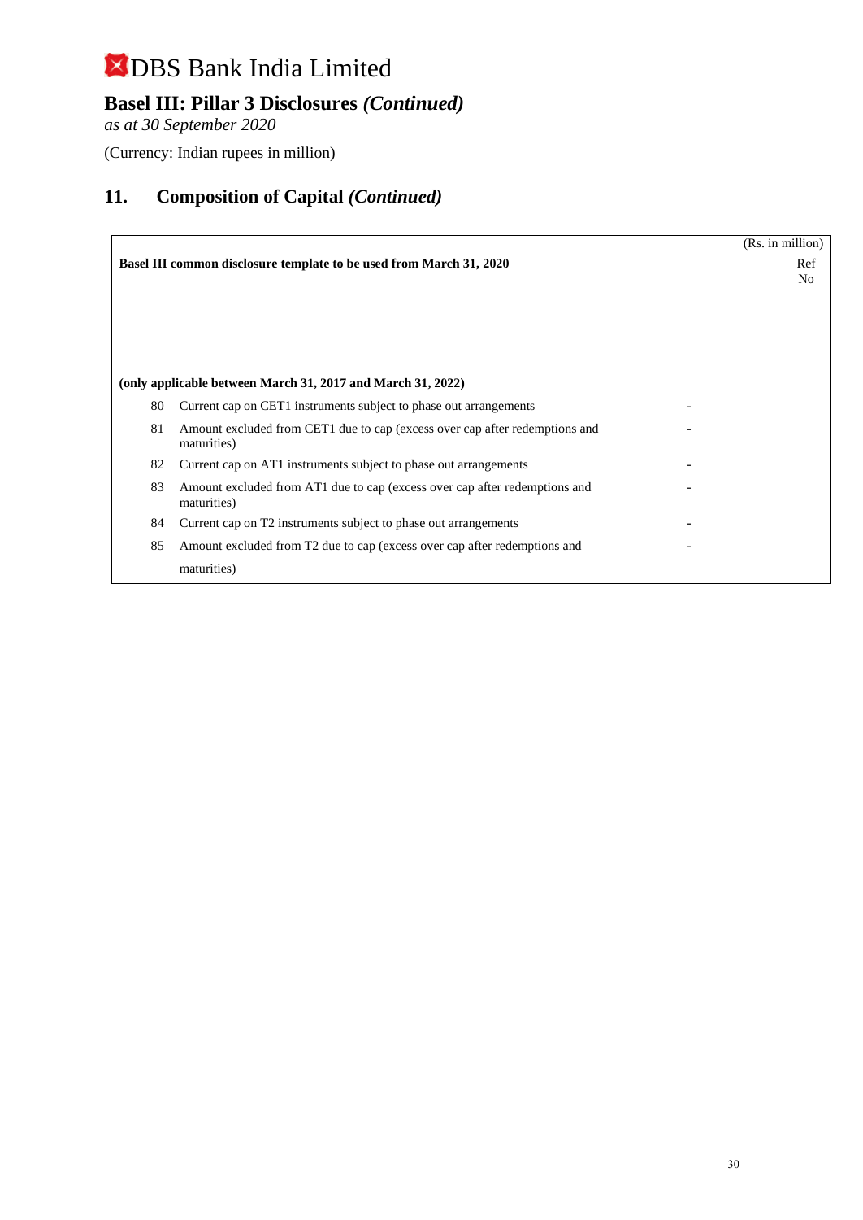# DBS Bank India Limited

## Basel III: Pillar 3 Disclosures *(Continued)*

*as at 30 September 2020*

(Currency: Indian rupees in million)

## 11. Composition of Capital *(Continued)*

| | Basel III common disclosure template to be used from March 31, 2020 | (Rs. in million) | Ref No |
|---|---|---|---|
| | **(only applicable between March 31, 2017 and March 31, 2022)** | | |
| 80 | Current cap on CET1 instruments subject to phase out arrangements | - | |
| 81 | Amount excluded from CET1 due to cap (excess over cap after redemptions and maturities) | - | |
| 82 | Current cap on AT1 instruments subject to phase out arrangements | - | |
| 83 | Amount excluded from AT1 due to cap (excess over cap after redemptions and maturities) | - | |
| 84 | Current cap on T2 instruments subject to phase out arrangements | - | |
| 85 | Amount excluded from T2 due to cap (excess over cap after redemptions and maturities) | - | |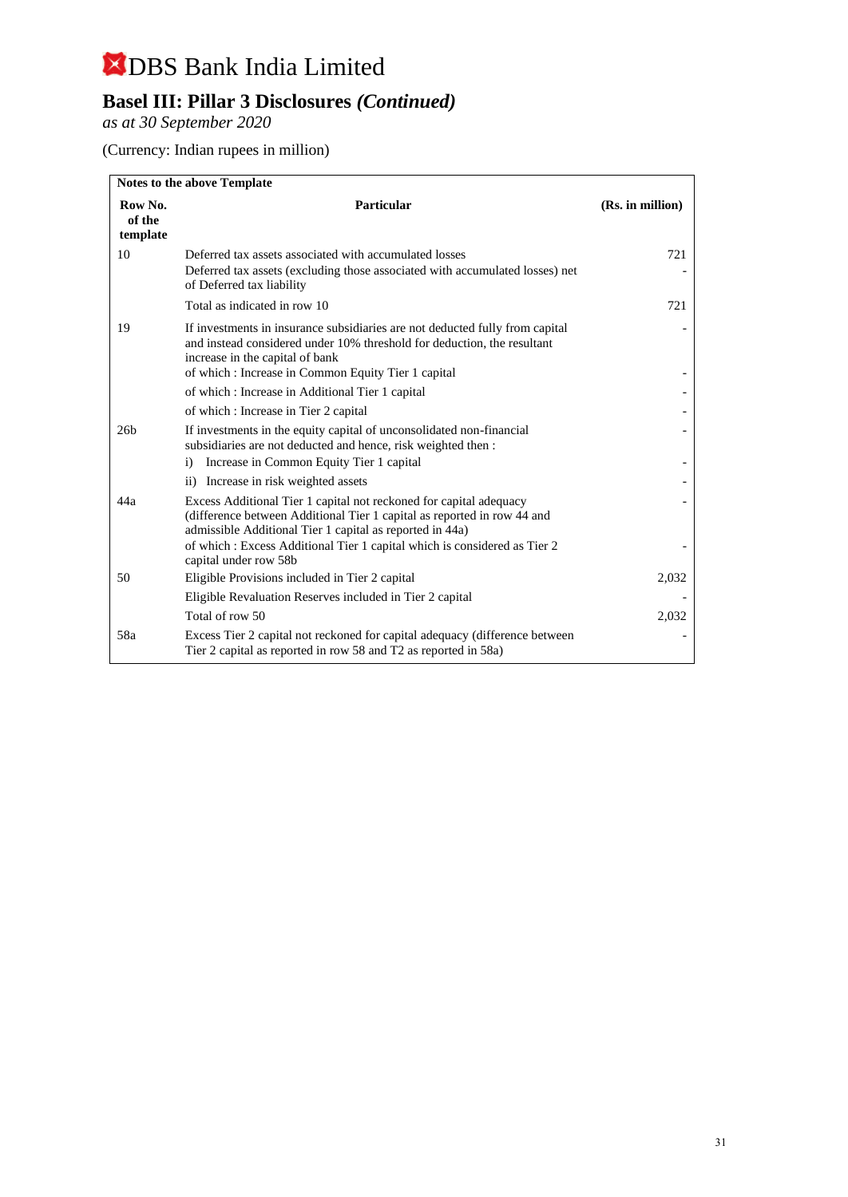# DBS Bank India Limited

## Basel III: Pillar 3 Disclosures *(Continued)*

*as at 30 September 2020*

(Currency: Indian rupees in million)

| **Notes to the above Template** | | |
|---|---|---|
| **Row No. of the template** | **Particular** | **(Rs. in million)** |
| 10 | Deferred tax assets associated with accumulated losses | 721 |
| | Deferred tax assets (excluding those associated with accumulated losses) net of Deferred tax liability | - |
| | Total as indicated in row 10 | 721 |
| 19 | If investments in insurance subsidiaries are not deducted fully from capital and instead considered under 10% threshold for deduction, the resultant increase in the capital of bank | - |
| | of which : Increase in Common Equity Tier 1 capital | - |
| | of which : Increase in Additional Tier 1 capital | - |
| | of which : Increase in Tier 2 capital | - |
| 26b | If investments in the equity capital of unconsolidated non-financial subsidiaries are not deducted and hence, risk weighted then : | - |
| | i) Increase in Common Equity Tier 1 capital | - |
| | ii) Increase in risk weighted assets | - |
| 44a | Excess Additional Tier 1 capital not reckoned for capital adequacy (difference between Additional Tier 1 capital as reported in row 44 and admissible Additional Tier 1 capital as reported in 44a) | - |
| | of which : Excess Additional Tier 1 capital which is considered as Tier 2 capital under row 58b | - |
| 50 | Eligible Provisions included in Tier 2 capital | 2,032 |
| | Eligible Revaluation Reserves included in Tier 2 capital | - |
| | Total of row 50 | 2,032 |
| 58a | Excess Tier 2 capital not reckoned for capital adequacy (difference between Tier 2 capital as reported in row 58 and T2 as reported in 58a) | - |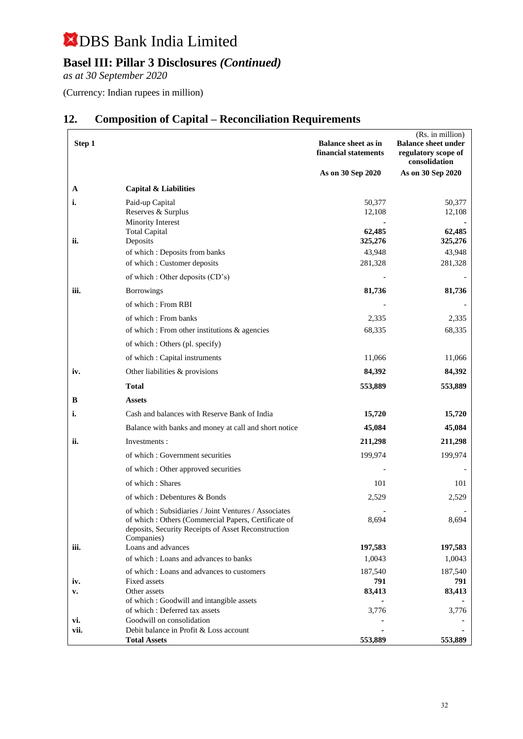# DBS Bank India Limited

## Basel III: Pillar 3 Disclosures *(Continued)*

*as at 30 September 2020*

(Currency: Indian rupees in million)

## 12. Composition of Capital – Reconciliation Requirements

(Rs. in million)

| Step 1 | | Balance sheet as in financial statements | Balance sheet under regulatory scope of consolidation |
|---|---|---|---|
| | | As on 30 Sep 2020 | As on 30 Sep 2020 |
| **A** | **Capital & Liabilities** | | |
| **i.** | Paid-up Capital | 50,377 | 50,377 |
| | Reserves & Surplus | 12,108 | 12,108 |
| | Minority Interest | - | - |
| | Total Capital | **62,485** | **62,485** |
| **ii.** | Deposits | **325,276** | **325,276** |
| | of which : Deposits from banks | 43,948 | 43,948 |
| | of which : Customer deposits | 281,328 | 281,328 |
| | of which : Other deposits (CD's) | - | - |
| **iii.** | Borrowings | **81,736** | **81,736** |
| | of which : From RBI | - | - |
| | of which : From banks | 2,335 | 2,335 |
| | of which : From other institutions & agencies | 68,335 | 68,335 |
| | of which : Others (pl. specify) | | |
| | of which : Capital instruments | 11,066 | 11,066 |
| **iv.** | Other liabilities & provisions | **84,392** | **84,392** |
| | **Total** | **553,889** | **553,889** |
| **B** | **Assets** | | |
| **i.** | Cash and balances with Reserve Bank of India | **15,720** | **15,720** |
| | Balance with banks and money at call and short notice | **45,084** | **45,084** |
| **ii.** | Investments : | **211,298** | **211,298** |
| | of which : Government securities | 199,974 | 199,974 |
| | of which : Other approved securities | - | - |
| | of which : Shares | 101 | 101 |
| | of which : Debentures & Bonds | 2,529 | 2,529 |
| | of which : Subsidiaries / Joint Ventures / Associates | - | - |
| | of which : Others (Commercial Papers, Certificate of deposits, Security Receipts of Asset Reconstruction Companies) | 8,694 | 8,694 |
| **iii.** | Loans and advances | **197,583** | **197,583** |
| | of which : Loans and advances to banks | 1,0043 | 1,0043 |
| | of which : Loans and advances to customers | 187,540 | 187,540 |
| **iv.** | Fixed assets | **791** | **791** |
| **v.** | Other assets | **83,413** | **83,413** |
| | of which : Goodwill and intangible assets | - | - |
| | of which : Deferred tax assets | 3,776 | 3,776 |
| **vi.** | Goodwill on consolidation | - | - |
| **vii.** | Debit balance in Profit & Loss account | - | - |
| | **Total Assets** | **553,889** | **553,889** |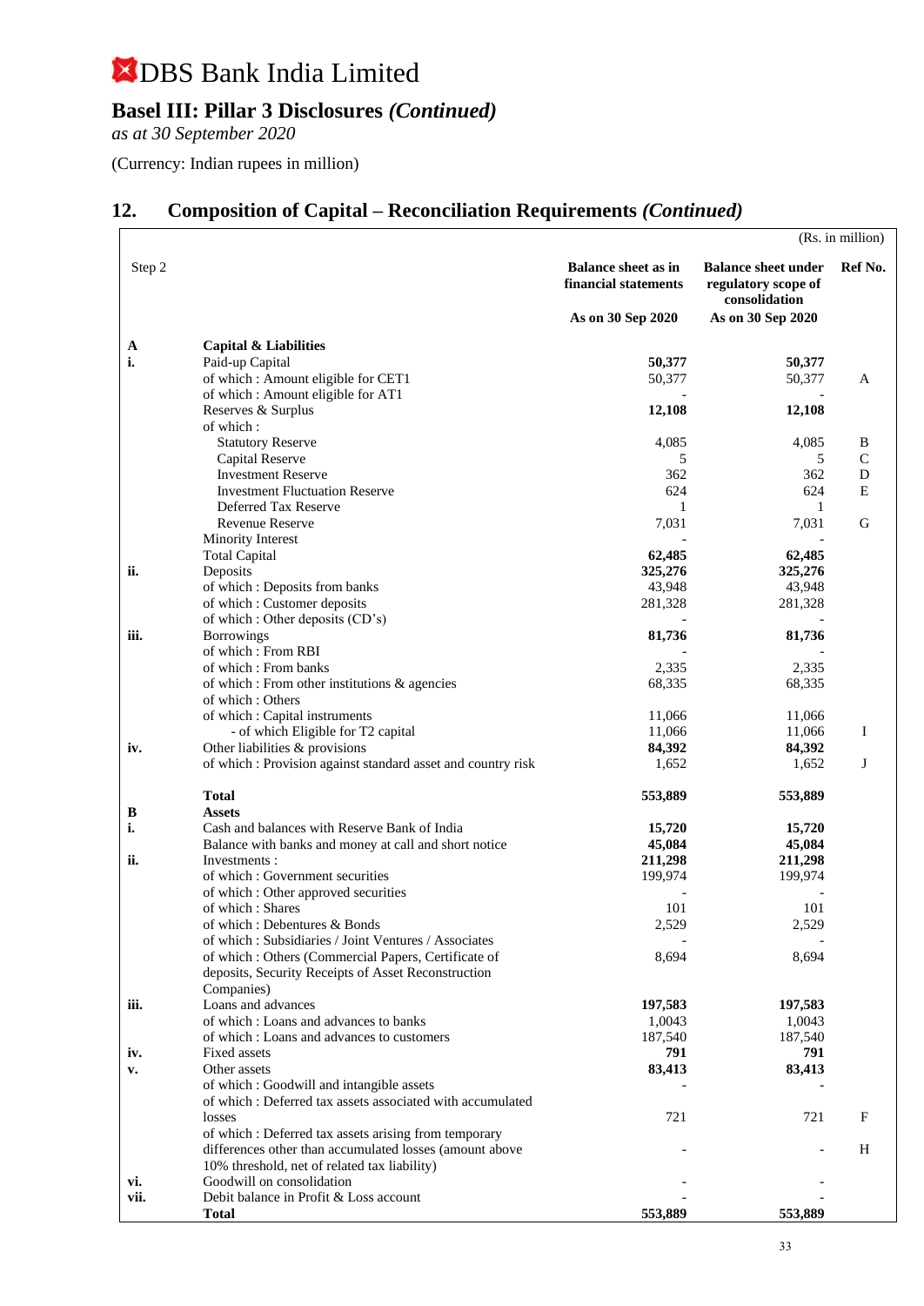# DBS Bank India Limited

## Basel III: Pillar 3 Disclosures *(Continued)*

*as at 30 September 2020*

(Currency: Indian rupees in million)

## 12. Composition of Capital – Reconciliation Requirements *(Continued)*

(Rs. in million)

| Step 2 | | Balance sheet as in financial statements | Balance sheet under regulatory scope of consolidation | Ref No. |
|---|---|---|---|---|
| | | As on 30 Sep 2020 | As on 30 Sep 2020 | |
| **A** | **Capital & Liabilities** | | | |
| **i.** | Paid-up Capital | **50,377** | **50,377** | |
| | of which : Amount eligible for CET1 | 50,377 | 50,377 | A |
| | of which : Amount eligible for AT1 | - | - | |
| | Reserves & Surplus | **12,108** | **12,108** | |
| | of which : | | | |
| | Statutory Reserve | 4,085 | 4,085 | B |
| | Capital Reserve | 5 | 5 | C |
| | Investment Reserve | 362 | 362 | D |
| | Investment Fluctuation Reserve | 624 | 624 | E |
| | Deferred Tax Reserve | 1 | 1 | |
| | Revenue Reserve | 7,031 | 7,031 | G |
| | Minority Interest | - | - | |
| | Total Capital | **62,485** | **62,485** | |
| **ii.** | Deposits | **325,276** | **325,276** | |
| | of which : Deposits from banks | 43,948 | 43,948 | |
| | of which : Customer deposits | 281,328 | 281,328 | |
| | of which : Other deposits (CD's) | - | - | |
| **iii.** | Borrowings | **81,736** | **81,736** | |
| | of which : From RBI | - | - | |
| | of which : From banks | 2,335 | 2,335 | |
| | of which : From other institutions & agencies | 68,335 | 68,335 | |
| | of which : Others | | | |
| | of which : Capital instruments | 11,066 | 11,066 | |
| | - of which Eligible for T2 capital | 11,066 | 11,066 | I |
| **iv.** | Other liabilities & provisions | **84,392** | **84,392** | |
| | of which : Provision against standard asset and country risk | 1,652 | 1,652 | J |
| | **Total** | **553,889** | **553,889** | |
| **B** | **Assets** | | | |
| **i.** | Cash and balances with Reserve Bank of India | **15,720** | **15,720** | |
| | Balance with banks and money at call and short notice | **45,084** | **45,084** | |
| **ii.** | Investments : | **211,298** | **211,298** | |
| | of which : Government securities | 199,974 | 199,974 | |
| | of which : Other approved securities | - | - | |
| | of which : Shares | 101 | 101 | |
| | of which : Debentures & Bonds | 2,529 | 2,529 | |
| | of which : Subsidiaries / Joint Ventures / Associates | - | - | |
| | of which : Others (Commercial Papers, Certificate of deposits, Security Receipts of Asset Reconstruction Companies) | 8,694 | 8,694 | |
| **iii.** | Loans and advances | **197,583** | **197,583** | |
| | of which : Loans and advances to banks | 1,0043 | 1,0043 | |
| | of which : Loans and advances to customers | 187,540 | 187,540 | |
| **iv.** | Fixed assets | **791** | **791** | |
| **v.** | Other assets | **83,413** | **83,413** | |
| | of which : Goodwill and intangible assets | - | - | |
| | of which : Deferred tax assets associated with accumulated losses | 721 | 721 | F |
| | of which : Deferred tax assets arising from temporary differences other than accumulated losses (amount above 10% threshold, net of related tax liability) | - | - | H |
| **vi.** | Goodwill on consolidation | - | - | |
| **vii.** | Debit balance in Profit & Loss account | - | - | |
| | **Total** | **553,889** | **553,889** | |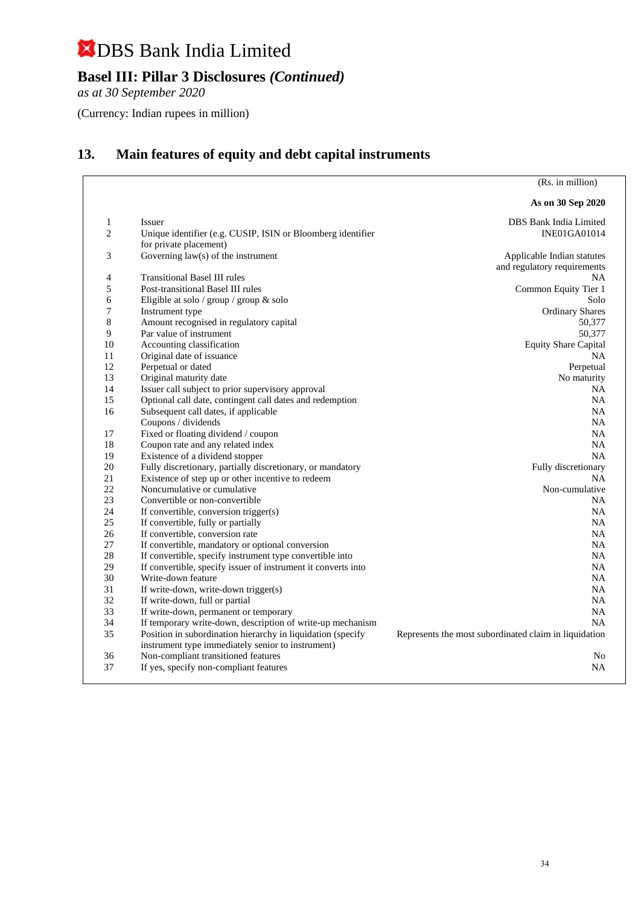# DBS Bank India Limited

## Basel III: Pillar 3 Disclosures *(Continued)*

*as at 30 September 2020*

(Currency: Indian rupees in million)

## 13. Main features of equity and debt capital instruments

| | | (Rs. in million) |
|---|---|---|
| | | **As on 30 Sep 2020** |
| 1 | Issuer | DBS Bank India Limited |
| 2 | Unique identifier (e.g. CUSIP, ISIN or Bloomberg identifier for private placement) | INE01GA01014 |
| 3 | Governing law(s) of the instrument | Applicable Indian statutes and regulatory requirements |
| 4 | Transitional Basel III rules | NA |
| 5 | Post-transitional Basel III rules | Common Equity Tier 1 |
| 6 | Eligible at solo / group / group & solo | Solo |
| 7 | Instrument type | Ordinary Shares |
| 8 | Amount recognised in regulatory capital | 50,377 |
| 9 | Par value of instrument | 50,377 |
| 10 | Accounting classification | Equity Share Capital |
| 11 | Original date of issuance | NA |
| 12 | Perpetual or dated | Perpetual |
| 13 | Original maturity date | No maturity |
| 14 | Issuer call subject to prior supervisory approval | NA |
| 15 | Optional call date, contingent call dates and redemption | NA |
| 16 | Subsequent call dates, if applicable | NA |
| | Coupons / dividends | NA |
| 17 | Fixed or floating dividend / coupon | NA |
| 18 | Coupon rate and any related index | NA |
| 19 | Existence of a dividend stopper | NA |
| 20 | Fully discretionary, partially discretionary, or mandatory | Fully discretionary |
| 21 | Existence of step up or other incentive to redeem | NA |
| 22 | Noncumulative or cumulative | Non-cumulative |
| 23 | Convertible or non-convertible | NA |
| 24 | If convertible, conversion trigger(s) | NA |
| 25 | If convertible, fully or partially | NA |
| 26 | If convertible, conversion rate | NA |
| 27 | If convertible, mandatory or optional conversion | NA |
| 28 | If convertible, specify instrument type convertible into | NA |
| 29 | If convertible, specify issuer of instrument it converts into | NA |
| 30 | Write-down feature | NA |
| 31 | If write-down, write-down trigger(s) | NA |
| 32 | If write-down, full or partial | NA |
| 33 | If write-down, permanent or temporary | NA |
| 34 | If temporary write-down, description of write-up mechanism | NA |
| 35 | Position in subordination hierarchy in liquidation (specify instrument type immediately senior to instrument) | Represents the most subordinated claim in liquidation |
| 36 | Non-compliant transitioned features | No |
| 37 | If yes, specify non-compliant features | NA |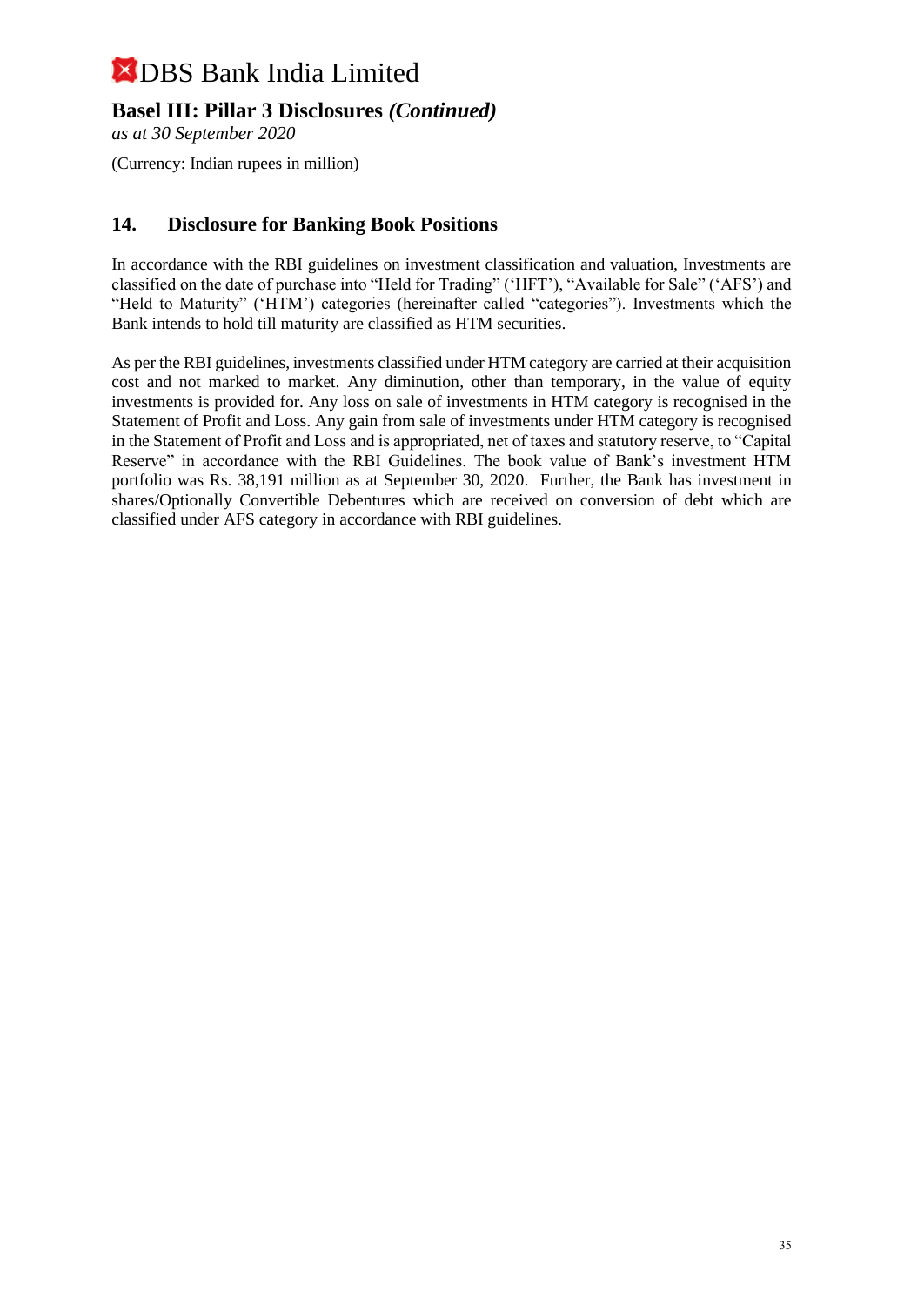# DBS Bank India Limited

## Basel III: Pillar 3 Disclosures *(Continued)*

*as at 30 September 2020*

(Currency: Indian rupees in million)

### 14. Disclosure for Banking Book Positions

In accordance with the RBI guidelines on investment classification and valuation, Investments are classified on the date of purchase into "Held for Trading" ('HFT'), "Available for Sale" ('AFS') and "Held to Maturity" ('HTM') categories (hereinafter called "categories"). Investments which the Bank intends to hold till maturity are classified as HTM securities.

As per the RBI guidelines, investments classified under HTM category are carried at their acquisition cost and not marked to market. Any diminution, other than temporary, in the value of equity investments is provided for. Any loss on sale of investments in HTM category is recognised in the Statement of Profit and Loss. Any gain from sale of investments under HTM category is recognised in the Statement of Profit and Loss and is appropriated, net of taxes and statutory reserve, to "Capital Reserve" in accordance with the RBI Guidelines. The book value of Bank's investment HTM portfolio was Rs. 38,191 million as at September 30, 2020. Further, the Bank has investment in shares/Optionally Convertible Debentures which are received on conversion of debt which are classified under AFS category in accordance with RBI guidelines.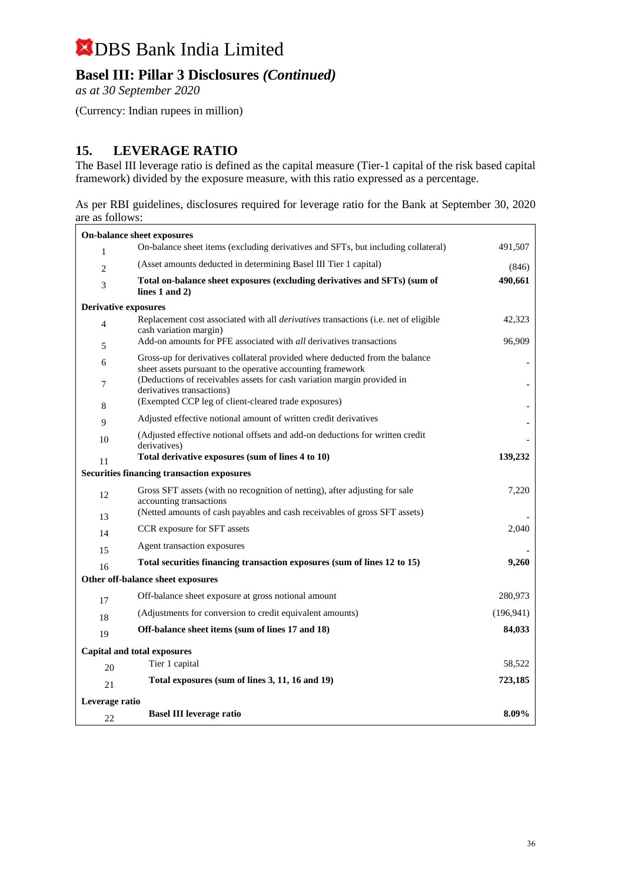# DBS Bank India Limited

## Basel III: Pillar 3 Disclosures *(Continued)*

*as at 30 September 2020*

(Currency: Indian rupees in million)

## 15. LEVERAGE RATIO

The Basel III leverage ratio is defined as the capital measure (Tier-1 capital of the risk based capital framework) divided by the exposure measure, with this ratio expressed as a percentage.

As per RBI guidelines, disclosures required for leverage ratio for the Bank at September 30, 2020 are as follows:

| | | |
|---|---|---|
| **On-balance sheet exposures** | | |
| 1 | On-balance sheet items (excluding derivatives and SFTs, but including collateral) | 491,507 |
| 2 | (Asset amounts deducted in determining Basel III Tier 1 capital) | (846) |
| 3 | **Total on-balance sheet exposures (excluding derivatives and SFTs) (sum of lines 1 and 2)** | **490,661** |
| **Derivative exposures** | | |
| 4 | Replacement cost associated with all *derivatives* transactions (i.e. net of eligible cash variation margin) | 42,323 |
| 5 | Add-on amounts for PFE associated with *all* derivatives transactions | 96,909 |
| 6 | Gross-up for derivatives collateral provided where deducted from the balance sheet assets pursuant to the operative accounting framework | - |
| 7 | (Deductions of receivables assets for cash variation margin provided in derivatives transactions) | - |
| 8 | (Exempted CCP leg of client-cleared trade exposures) | - |
| 9 | Adjusted effective notional amount of written credit derivatives | - |
| 10 | (Adjusted effective notional offsets and add-on deductions for written credit derivatives) | - |
| 11 | **Total derivative exposures (sum of lines 4 to 10)** | **139,232** |
| **Securities financing transaction exposures** | | |
| 12 | Gross SFT assets (with no recognition of netting), after adjusting for sale accounting transactions | 7,220 |
| 13 | (Netted amounts of cash payables and cash receivables of gross SFT assets) | - |
| 14 | CCR exposure for SFT assets | 2,040 |
| 15 | Agent transaction exposures | - |
| 16 | **Total securities financing transaction exposures (sum of lines 12 to 15)** | **9,260** |
| **Other off-balance sheet exposures** | | |
| 17 | Off-balance sheet exposure at gross notional amount | 280,973 |
| 18 | (Adjustments for conversion to credit equivalent amounts) | (196,941) |
| 19 | **Off-balance sheet items (sum of lines 17 and 18)** | **84,033** |
| **Capital and total exposures** | | |
| 20 | Tier 1 capital | 58,522 |
| 21 | **Total exposures (sum of lines 3, 11, 16 and 19)** | **723,185** |
| **Leverage ratio** | | |
| 22 | **Basel III leverage ratio** | **8.09%** |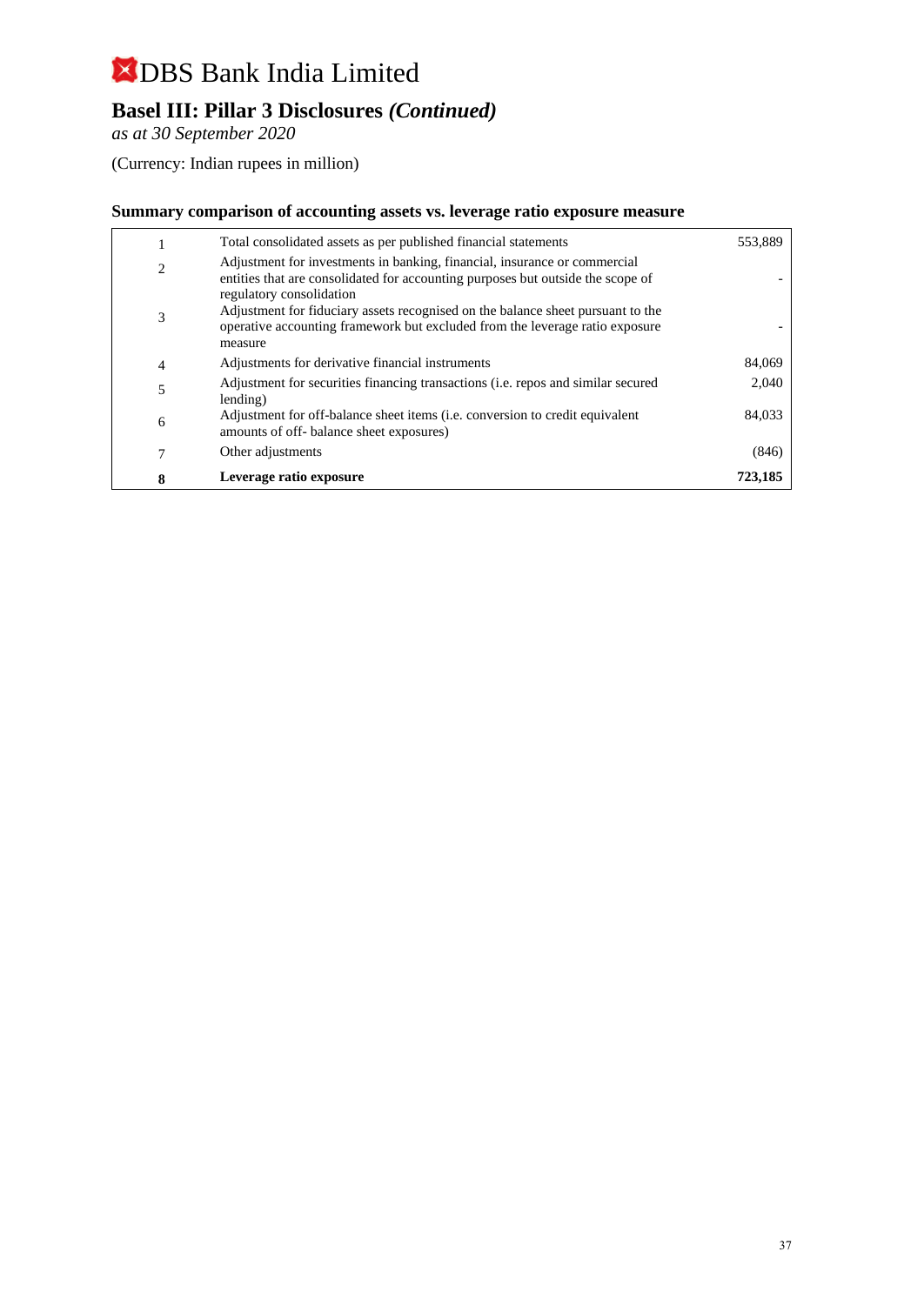# DBS Bank India Limited

## Basel III: Pillar 3 Disclosures *(Continued)*

*as at 30 September 2020*

(Currency: Indian rupees in million)

### Summary comparison of accounting assets vs. leverage ratio exposure measure

| | | |
|---|---|---|
| 1 | Total consolidated assets as per published financial statements | 553,889 |
| 2 | Adjustment for investments in banking, financial, insurance or commercial entities that are consolidated for accounting purposes but outside the scope of regulatory consolidation | - |
| 3 | Adjustment for fiduciary assets recognised on the balance sheet pursuant to the operative accounting framework but excluded from the leverage ratio exposure measure | - |
| 4 | Adjustments for derivative financial instruments | 84,069 |
| 5 | Adjustment for securities financing transactions (i.e. repos and similar secured lending) | 2,040 |
| 6 | Adjustment for off-balance sheet items (i.e. conversion to credit equivalent amounts of off- balance sheet exposures) | 84,033 |
| 7 | Other adjustments | (846) |
| **8** | **Leverage ratio exposure** | **723,185** |